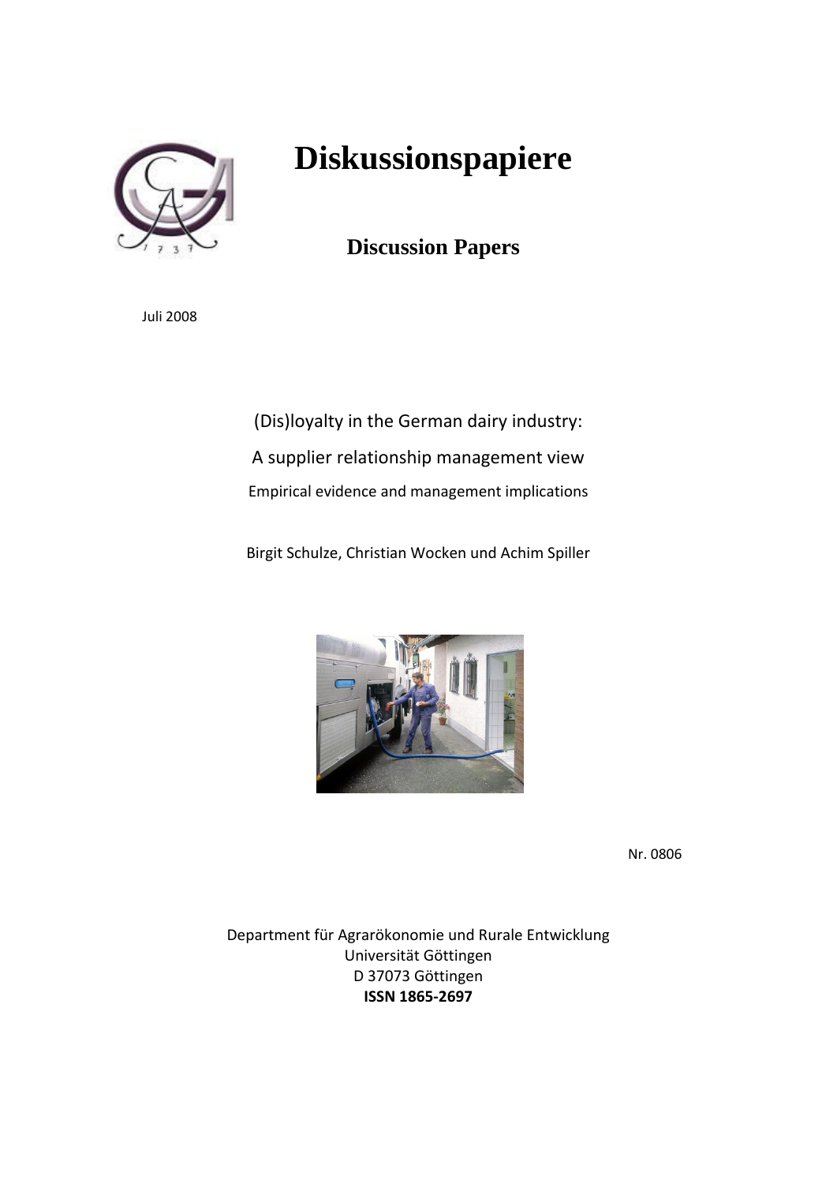# Diskussionspapiere

## Discussion Papers

Juli 2008

(Dis)loyalty in the German dairy industry:

A supplier relationship management view

Empirical evidence and management implications

Birgit Schulze, Christian Wocken und Achim Spiller

Nr. 0806

Department für Agrarökonomie und Rurale Entwicklung
Universität Göttingen
D 37073 Göttingen
**ISSN 1865-2697**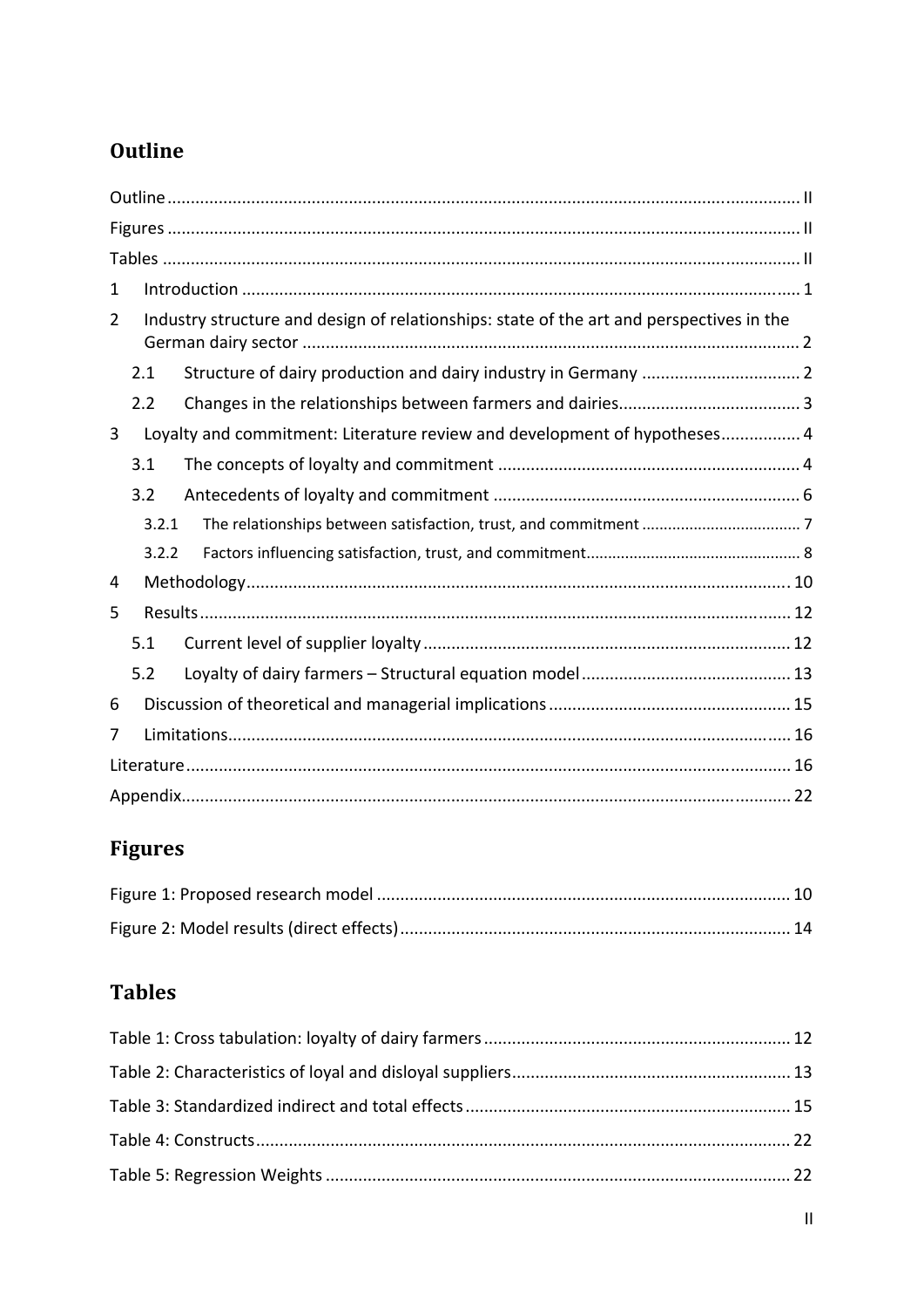## Outline

Outline ..................................................................................................................................... II

Figures ..................................................................................................................................... II

Tables ...................................................................................................................................... II

1 Introduction ......................................................................................................................... 1

2 Industry structure and design of relationships: state of the art and perspectives in the German dairy sector ........................................................................................................... 2

 2.1 Structure of dairy production and dairy industry in Germany .................................. 2

 2.2 Changes in the relationships between farmers and dairies....................................... 3

3 Loyalty and commitment: Literature review and development of hypotheses................. 4

 3.1 The concepts of loyalty and commitment ................................................................. 4

 3.2 Antecedents of loyalty and commitment .................................................................. 6

  3.2.1 The relationships between satisfaction, trust, and commitment ..................................... 7

  3.2.2 Factors influencing satisfaction, trust, and commitment.................................................. 8

4 Methodology..................................................................................................................... 10

5 Results ............................................................................................................................... 12

 5.1 Current level of supplier loyalty ............................................................................... 12

 5.2 Loyalty of dairy farmers – Structural equation model ............................................. 13

6 Discussion of theoretical and managerial implications .................................................... 15

7 Limitations......................................................................................................................... 16

Literature .................................................................................................................................. 16

Appendix................................................................................................................................... 22

## Figures

Figure 1: Proposed research model ......................................................................................... 10

Figure 2: Model results (direct effects) .................................................................................... 14

## Tables

Table 1: Cross tabulation: loyalty of dairy farmers .................................................................. 12

Table 2: Characteristics of loyal and disloyal suppliers ............................................................ 13

Table 3: Standardized indirect and total effects ...................................................................... 15

Table 4: Constructs................................................................................................................... 22

Table 5: Regression Weights .................................................................................................... 22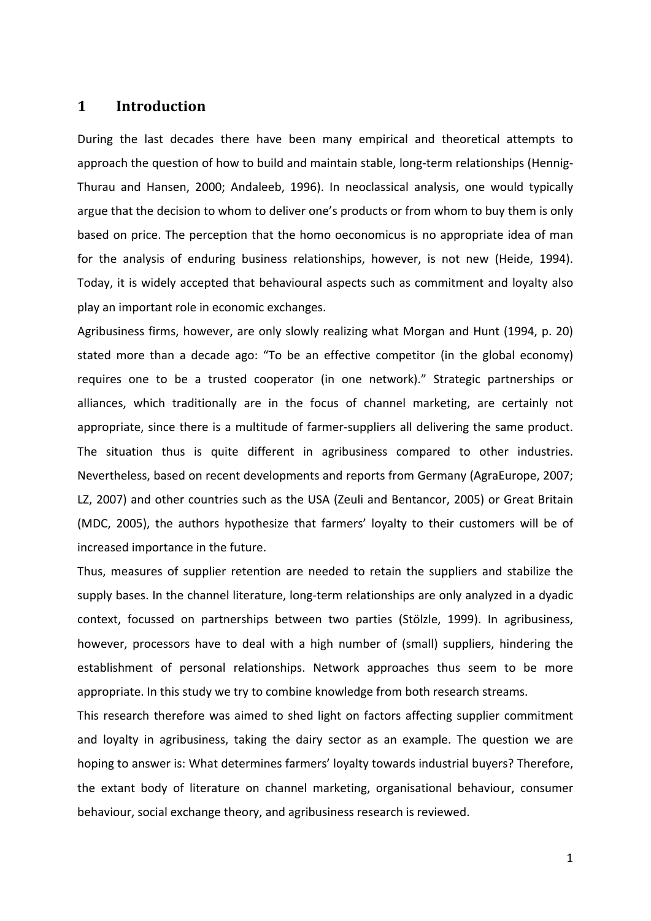# 1 Introduction

During the last decades there have been many empirical and theoretical attempts to approach the question of how to build and maintain stable, long-term relationships (Hennig-Thurau and Hansen, 2000; Andaleeb, 1996). In neoclassical analysis, one would typically argue that the decision to whom to deliver one's products or from whom to buy them is only based on price. The perception that the homo oeconomicus is no appropriate idea of man for the analysis of enduring business relationships, however, is not new (Heide, 1994). Today, it is widely accepted that behavioural aspects such as commitment and loyalty also play an important role in economic exchanges.

Agribusiness firms, however, are only slowly realizing what Morgan and Hunt (1994, p. 20) stated more than a decade ago: "To be an effective competitor (in the global economy) requires one to be a trusted cooperator (in one network)." Strategic partnerships or alliances, which traditionally are in the focus of channel marketing, are certainly not appropriate, since there is a multitude of farmer-suppliers all delivering the same product. The situation thus is quite different in agribusiness compared to other industries. Nevertheless, based on recent developments and reports from Germany (AgraEurope, 2007; LZ, 2007) and other countries such as the USA (Zeuli and Bentancor, 2005) or Great Britain (MDC, 2005), the authors hypothesize that farmers' loyalty to their customers will be of increased importance in the future.

Thus, measures of supplier retention are needed to retain the suppliers and stabilize the supply bases. In the channel literature, long-term relationships are only analyzed in a dyadic context, focussed on partnerships between two parties (Stölzle, 1999). In agribusiness, however, processors have to deal with a high number of (small) suppliers, hindering the establishment of personal relationships. Network approaches thus seem to be more appropriate. In this study we try to combine knowledge from both research streams.

This research therefore was aimed to shed light on factors affecting supplier commitment and loyalty in agribusiness, taking the dairy sector as an example. The question we are hoping to answer is: What determines farmers' loyalty towards industrial buyers? Therefore, the extant body of literature on channel marketing, organisational behaviour, consumer behaviour, social exchange theory, and agribusiness research is reviewed.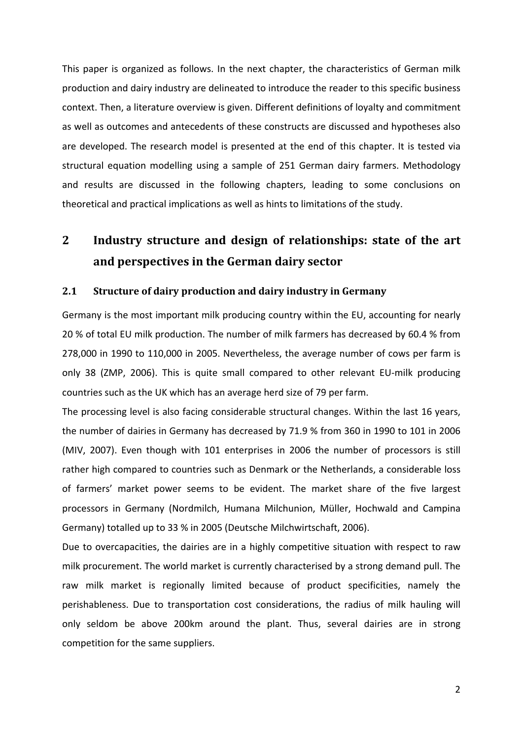This paper is organized as follows. In the next chapter, the characteristics of German milk production and dairy industry are delineated to introduce the reader to this specific business context. Then, a literature overview is given. Different definitions of loyalty and commitment as well as outcomes and antecedents of these constructs are discussed and hypotheses also are developed. The research model is presented at the end of this chapter. It is tested via structural equation modelling using a sample of 251 German dairy farmers. Methodology and results are discussed in the following chapters, leading to some conclusions on theoretical and practical implications as well as hints to limitations of the study.

## 2 Industry structure and design of relationships: state of the art and perspectives in the German dairy sector

### 2.1 Structure of dairy production and dairy industry in Germany

Germany is the most important milk producing country within the EU, accounting for nearly 20 % of total EU milk production. The number of milk farmers has decreased by 60.4 % from 278,000 in 1990 to 110,000 in 2005. Nevertheless, the average number of cows per farm is only 38 (ZMP, 2006). This is quite small compared to other relevant EU-milk producing countries such as the UK which has an average herd size of 79 per farm.

The processing level is also facing considerable structural changes. Within the last 16 years, the number of dairies in Germany has decreased by 71.9 % from 360 in 1990 to 101 in 2006 (MIV, 2007). Even though with 101 enterprises in 2006 the number of processors is still rather high compared to countries such as Denmark or the Netherlands, a considerable loss of farmers' market power seems to be evident. The market share of the five largest processors in Germany (Nordmilch, Humana Milchunion, Müller, Hochwald and Campina Germany) totalled up to 33 % in 2005 (Deutsche Milchwirtschaft, 2006).

Due to overcapacities, the dairies are in a highly competitive situation with respect to raw milk procurement. The world market is currently characterised by a strong demand pull. The raw milk market is regionally limited because of product specificities, namely the perishableness. Due to transportation cost considerations, the radius of milk hauling will only seldom be above 200km around the plant. Thus, several dairies are in strong competition for the same suppliers.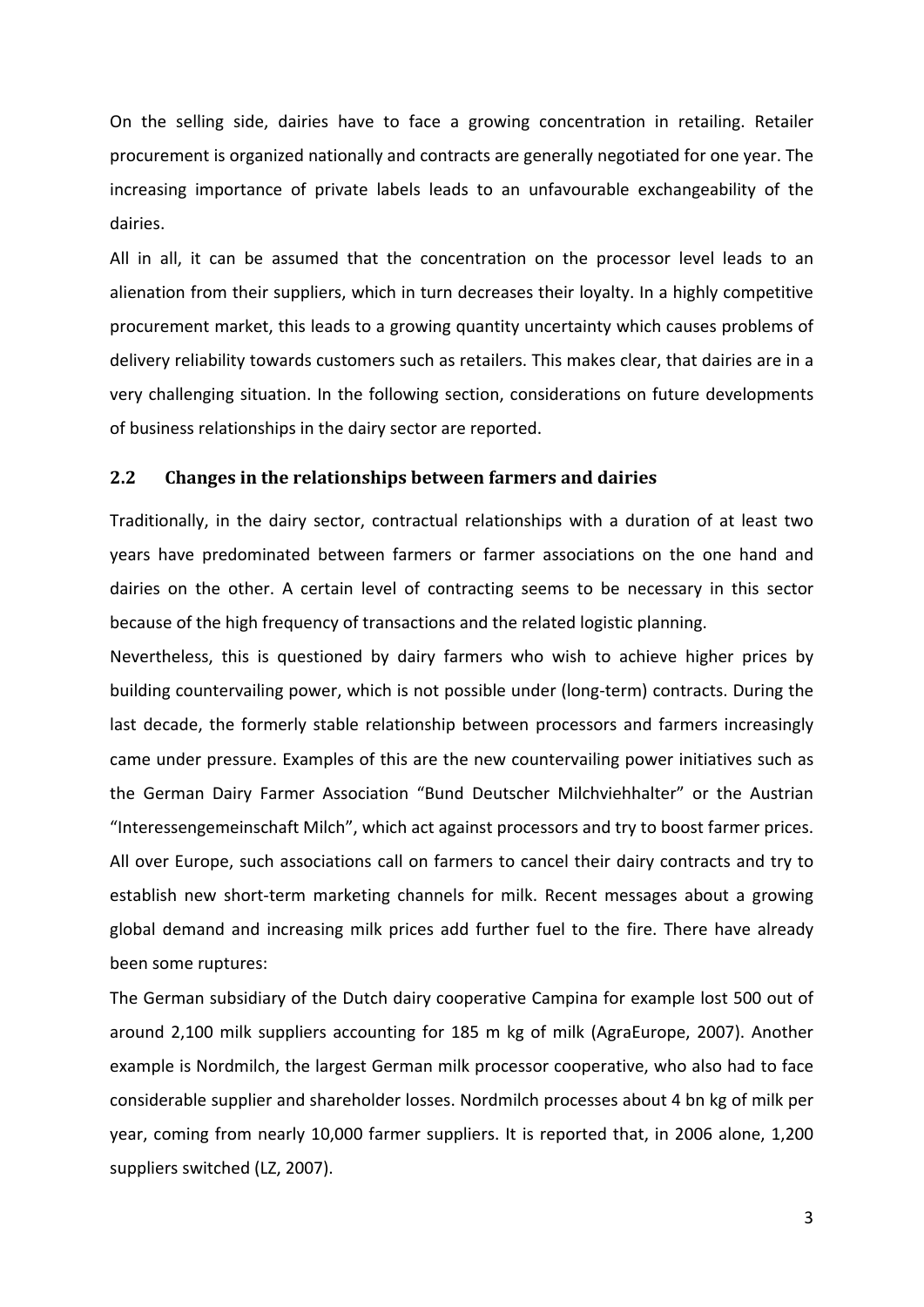On the selling side, dairies have to face a growing concentration in retailing. Retailer procurement is organized nationally and contracts are generally negotiated for one year. The increasing importance of private labels leads to an unfavourable exchangeability of the dairies.

All in all, it can be assumed that the concentration on the processor level leads to an alienation from their suppliers, which in turn decreases their loyalty. In a highly competitive procurement market, this leads to a growing quantity uncertainty which causes problems of delivery reliability towards customers such as retailers. This makes clear, that dairies are in a very challenging situation. In the following section, considerations on future developments of business relationships in the dairy sector are reported.

## 2.2 Changes in the relationships between farmers and dairies

Traditionally, in the dairy sector, contractual relationships with a duration of at least two years have predominated between farmers or farmer associations on the one hand and dairies on the other. A certain level of contracting seems to be necessary in this sector because of the high frequency of transactions and the related logistic planning.

Nevertheless, this is questioned by dairy farmers who wish to achieve higher prices by building countervailing power, which is not possible under (long-term) contracts. During the last decade, the formerly stable relationship between processors and farmers increasingly came under pressure. Examples of this are the new countervailing power initiatives such as the German Dairy Farmer Association "Bund Deutscher Milchviehhalter" or the Austrian "Interessengemeinschaft Milch", which act against processors and try to boost farmer prices. All over Europe, such associations call on farmers to cancel their dairy contracts and try to establish new short-term marketing channels for milk. Recent messages about a growing global demand and increasing milk prices add further fuel to the fire. There have already been some ruptures:

The German subsidiary of the Dutch dairy cooperative Campina for example lost 500 out of around 2,100 milk suppliers accounting for 185 m kg of milk (AgraEurope, 2007). Another example is Nordmilch, the largest German milk processor cooperative, who also had to face considerable supplier and shareholder losses. Nordmilch processes about 4 bn kg of milk per year, coming from nearly 10,000 farmer suppliers. It is reported that, in 2006 alone, 1,200 suppliers switched (LZ, 2007).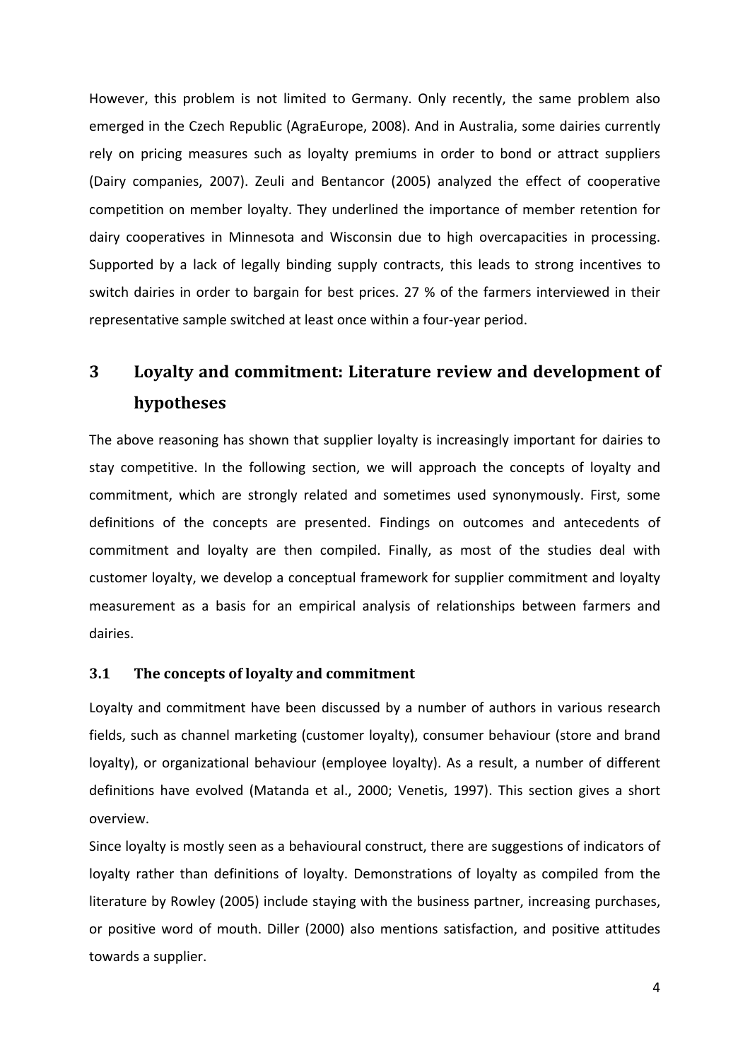However, this problem is not limited to Germany. Only recently, the same problem also emerged in the Czech Republic (AgraEurope, 2008). And in Australia, some dairies currently rely on pricing measures such as loyalty premiums in order to bond or attract suppliers (Dairy companies, 2007). Zeuli and Bentancor (2005) analyzed the effect of cooperative competition on member loyalty. They underlined the importance of member retention for dairy cooperatives in Minnesota and Wisconsin due to high overcapacities in processing. Supported by a lack of legally binding supply contracts, this leads to strong incentives to switch dairies in order to bargain for best prices. 27 % of the farmers interviewed in their representative sample switched at least once within a four-year period.

# 3 Loyalty and commitment: Literature review and development of hypotheses

The above reasoning has shown that supplier loyalty is increasingly important for dairies to stay competitive. In the following section, we will approach the concepts of loyalty and commitment, which are strongly related and sometimes used synonymously. First, some definitions of the concepts are presented. Findings on outcomes and antecedents of commitment and loyalty are then compiled. Finally, as most of the studies deal with customer loyalty, we develop a conceptual framework for supplier commitment and loyalty measurement as a basis for an empirical analysis of relationships between farmers and dairies.

## 3.1 The concepts of loyalty and commitment

Loyalty and commitment have been discussed by a number of authors in various research fields, such as channel marketing (customer loyalty), consumer behaviour (store and brand loyalty), or organizational behaviour (employee loyalty). As a result, a number of different definitions have evolved (Matanda et al., 2000; Venetis, 1997). This section gives a short overview.

Since loyalty is mostly seen as a behavioural construct, there are suggestions of indicators of loyalty rather than definitions of loyalty. Demonstrations of loyalty as compiled from the literature by Rowley (2005) include staying with the business partner, increasing purchases, or positive word of mouth. Diller (2000) also mentions satisfaction, and positive attitudes towards a supplier.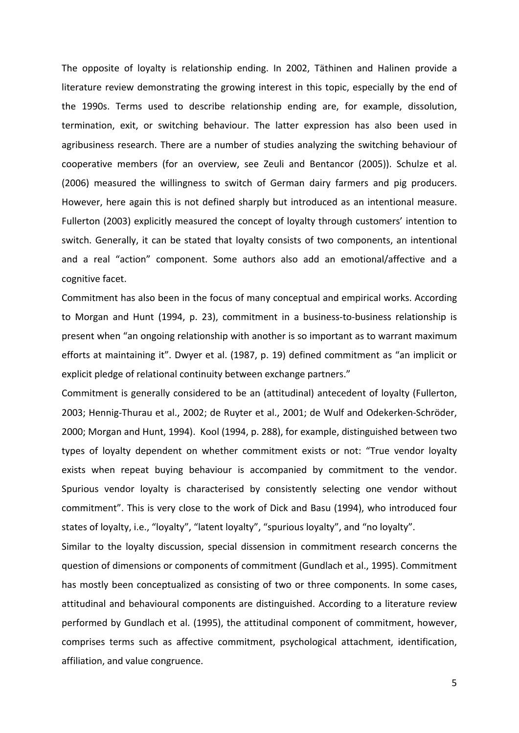The opposite of loyalty is relationship ending. In 2002, Täthinen and Halinen provide a literature review demonstrating the growing interest in this topic, especially by the end of the 1990s. Terms used to describe relationship ending are, for example, dissolution, termination, exit, or switching behaviour. The latter expression has also been used in agribusiness research. There are a number of studies analyzing the switching behaviour of cooperative members (for an overview, see Zeuli and Bentancor (2005)). Schulze et al. (2006) measured the willingness to switch of German dairy farmers and pig producers. However, here again this is not defined sharply but introduced as an intentional measure. Fullerton (2003) explicitly measured the concept of loyalty through customers' intention to switch. Generally, it can be stated that loyalty consists of two components, an intentional and a real "action" component. Some authors also add an emotional/affective and a cognitive facet.

Commitment has also been in the focus of many conceptual and empirical works. According to Morgan and Hunt (1994, p. 23), commitment in a business-to-business relationship is present when "an ongoing relationship with another is so important as to warrant maximum efforts at maintaining it". Dwyer et al. (1987, p. 19) defined commitment as "an implicit or explicit pledge of relational continuity between exchange partners."

Commitment is generally considered to be an (attitudinal) antecedent of loyalty (Fullerton, 2003; Hennig-Thurau et al., 2002; de Ruyter et al., 2001; de Wulf and Odekerken-Schröder, 2000; Morgan and Hunt, 1994). Kool (1994, p. 288), for example, distinguished between two types of loyalty dependent on whether commitment exists or not: "True vendor loyalty exists when repeat buying behaviour is accompanied by commitment to the vendor. Spurious vendor loyalty is characterised by consistently selecting one vendor without commitment". This is very close to the work of Dick and Basu (1994), who introduced four states of loyalty, i.e., "loyalty", "latent loyalty", "spurious loyalty", and "no loyalty".

Similar to the loyalty discussion, special dissension in commitment research concerns the question of dimensions or components of commitment (Gundlach et al., 1995). Commitment has mostly been conceptualized as consisting of two or three components. In some cases, attitudinal and behavioural components are distinguished. According to a literature review performed by Gundlach et al. (1995), the attitudinal component of commitment, however, comprises terms such as affective commitment, psychological attachment, identification, affiliation, and value congruence.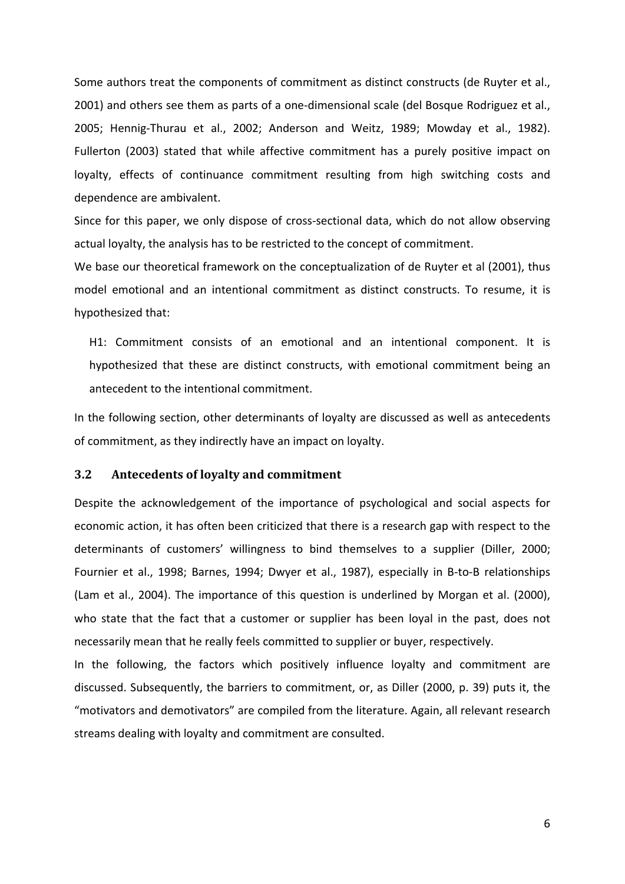Some authors treat the components of commitment as distinct constructs (de Ruyter et al., 2001) and others see them as parts of a one-dimensional scale (del Bosque Rodriguez et al., 2005; Hennig-Thurau et al., 2002; Anderson and Weitz, 1989; Mowday et al., 1982). Fullerton (2003) stated that while affective commitment has a purely positive impact on loyalty, effects of continuance commitment resulting from high switching costs and dependence are ambivalent.

Since for this paper, we only dispose of cross-sectional data, which do not allow observing actual loyalty, the analysis has to be restricted to the concept of commitment.

We base our theoretical framework on the conceptualization of de Ruyter et al (2001), thus model emotional and an intentional commitment as distinct constructs. To resume, it is hypothesized that:

> H1: Commitment consists of an emotional and an intentional component. It is hypothesized that these are distinct constructs, with emotional commitment being an antecedent to the intentional commitment.

In the following section, other determinants of loyalty are discussed as well as antecedents of commitment, as they indirectly have an impact on loyalty.

### 3.2 Antecedents of loyalty and commitment

Despite the acknowledgement of the importance of psychological and social aspects for economic action, it has often been criticized that there is a research gap with respect to the determinants of customers' willingness to bind themselves to a supplier (Diller, 2000; Fournier et al., 1998; Barnes, 1994; Dwyer et al., 1987), especially in B-to-B relationships (Lam et al., 2004). The importance of this question is underlined by Morgan et al. (2000), who state that the fact that a customer or supplier has been loyal in the past, does not necessarily mean that he really feels committed to supplier or buyer, respectively.

In the following, the factors which positively influence loyalty and commitment are discussed. Subsequently, the barriers to commitment, or, as Diller (2000, p. 39) puts it, the "motivators and demotivators" are compiled from the literature. Again, all relevant research streams dealing with loyalty and commitment are consulted.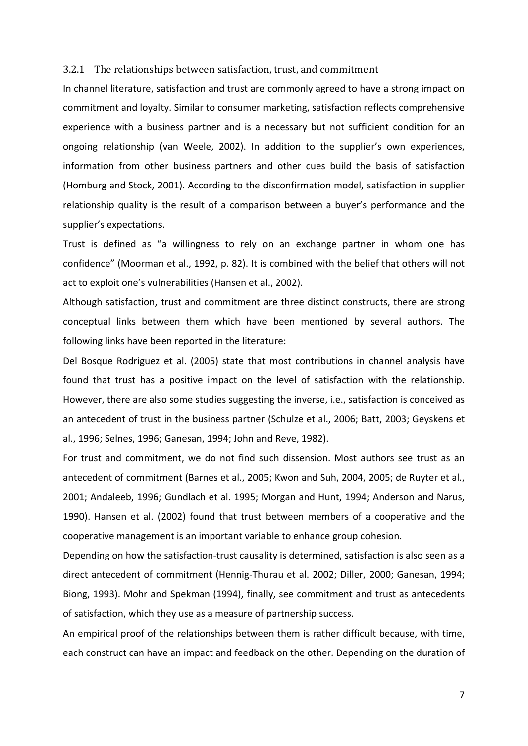### 3.2.1 The relationships between satisfaction, trust, and commitment

In channel literature, satisfaction and trust are commonly agreed to have a strong impact on commitment and loyalty. Similar to consumer marketing, satisfaction reflects comprehensive experience with a business partner and is a necessary but not sufficient condition for an ongoing relationship (van Weele, 2002). In addition to the supplier's own experiences, information from other business partners and other cues build the basis of satisfaction (Homburg and Stock, 2001). According to the disconfirmation model, satisfaction in supplier relationship quality is the result of a comparison between a buyer's performance and the supplier's expectations.

Trust is defined as "a willingness to rely on an exchange partner in whom one has confidence" (Moorman et al., 1992, p. 82). It is combined with the belief that others will not act to exploit one's vulnerabilities (Hansen et al., 2002).

Although satisfaction, trust and commitment are three distinct constructs, there are strong conceptual links between them which have been mentioned by several authors. The following links have been reported in the literature:

Del Bosque Rodriguez et al. (2005) state that most contributions in channel analysis have found that trust has a positive impact on the level of satisfaction with the relationship. However, there are also some studies suggesting the inverse, i.e., satisfaction is conceived as an antecedent of trust in the business partner (Schulze et al., 2006; Batt, 2003; Geyskens et al., 1996; Selnes, 1996; Ganesan, 1994; John and Reve, 1982).

For trust and commitment, we do not find such dissension. Most authors see trust as an antecedent of commitment (Barnes et al., 2005; Kwon and Suh, 2004, 2005; de Ruyter et al., 2001; Andaleeb, 1996; Gundlach et al. 1995; Morgan and Hunt, 1994; Anderson and Narus, 1990). Hansen et al. (2002) found that trust between members of a cooperative and the cooperative management is an important variable to enhance group cohesion.

Depending on how the satisfaction-trust causality is determined, satisfaction is also seen as a direct antecedent of commitment (Hennig-Thurau et al. 2002; Diller, 2000; Ganesan, 1994; Biong, 1993). Mohr and Spekman (1994), finally, see commitment and trust as antecedents of satisfaction, which they use as a measure of partnership success.

An empirical proof of the relationships between them is rather difficult because, with time, each construct can have an impact and feedback on the other. Depending on the duration of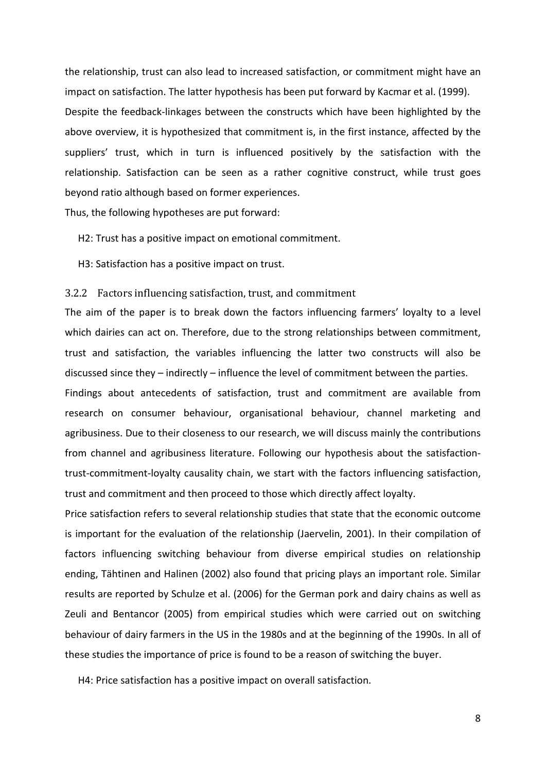the relationship, trust can also lead to increased satisfaction, or commitment might have an impact on satisfaction. The latter hypothesis has been put forward by Kacmar et al. (1999).

Despite the feedback-linkages between the constructs which have been highlighted by the above overview, it is hypothesized that commitment is, in the first instance, affected by the suppliers' trust, which in turn is influenced positively by the satisfaction with the relationship. Satisfaction can be seen as a rather cognitive construct, while trust goes beyond ratio although based on former experiences.

Thus, the following hypotheses are put forward:

H2: Trust has a positive impact on emotional commitment.

H3: Satisfaction has a positive impact on trust.

### 3.2.2 Factors influencing satisfaction, trust, and commitment

The aim of the paper is to break down the factors influencing farmers' loyalty to a level which dairies can act on. Therefore, due to the strong relationships between commitment, trust and satisfaction, the variables influencing the latter two constructs will also be discussed since they – indirectly – influence the level of commitment between the parties.

Findings about antecedents of satisfaction, trust and commitment are available from research on consumer behaviour, organisational behaviour, channel marketing and agribusiness. Due to their closeness to our research, we will discuss mainly the contributions from channel and agribusiness literature. Following our hypothesis about the satisfaction-trust-commitment-loyalty causality chain, we start with the factors influencing satisfaction, trust and commitment and then proceed to those which directly affect loyalty.

Price satisfaction refers to several relationship studies that state that the economic outcome is important for the evaluation of the relationship (Jaervelin, 2001). In their compilation of factors influencing switching behaviour from diverse empirical studies on relationship ending, Tähtinen and Halinen (2002) also found that pricing plays an important role. Similar results are reported by Schulze et al. (2006) for the German pork and dairy chains as well as Zeuli and Bentancor (2005) from empirical studies which were carried out on switching behaviour of dairy farmers in the US in the 1980s and at the beginning of the 1990s. In all of these studies the importance of price is found to be a reason of switching the buyer.

H4: Price satisfaction has a positive impact on overall satisfaction.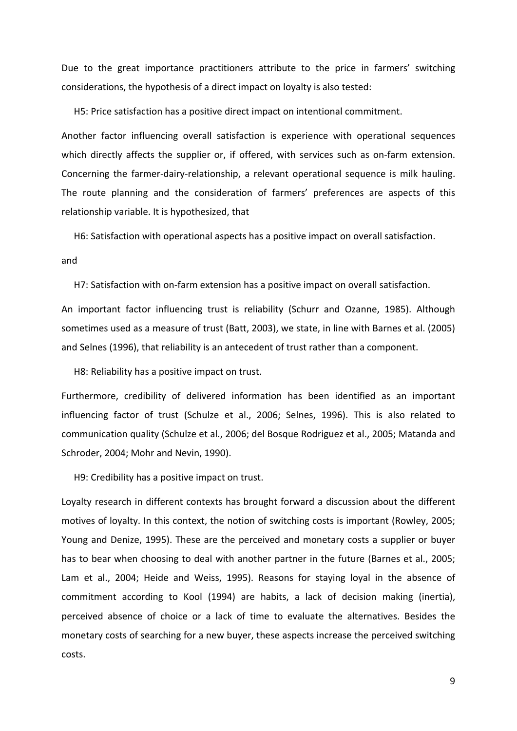Due to the great importance practitioners attribute to the price in farmers' switching considerations, the hypothesis of a direct impact on loyalty is also tested:

H5: Price satisfaction has a positive direct impact on intentional commitment.

Another factor influencing overall satisfaction is experience with operational sequences which directly affects the supplier or, if offered, with services such as on-farm extension. Concerning the farmer-dairy-relationship, a relevant operational sequence is milk hauling. The route planning and the consideration of farmers' preferences are aspects of this relationship variable. It is hypothesized, that

H6: Satisfaction with operational aspects has a positive impact on overall satisfaction.

and

H7: Satisfaction with on-farm extension has a positive impact on overall satisfaction.

An important factor influencing trust is reliability (Schurr and Ozanne, 1985). Although sometimes used as a measure of trust (Batt, 2003), we state, in line with Barnes et al. (2005) and Selnes (1996), that reliability is an antecedent of trust rather than a component.

H8: Reliability has a positive impact on trust.

Furthermore, credibility of delivered information has been identified as an important influencing factor of trust (Schulze et al., 2006; Selnes, 1996). This is also related to communication quality (Schulze et al., 2006; del Bosque Rodriguez et al., 2005; Matanda and Schroder, 2004; Mohr and Nevin, 1990).

H9: Credibility has a positive impact on trust.

Loyalty research in different contexts has brought forward a discussion about the different motives of loyalty. In this context, the notion of switching costs is important (Rowley, 2005; Young and Denize, 1995). These are the perceived and monetary costs a supplier or buyer has to bear when choosing to deal with another partner in the future (Barnes et al., 2005; Lam et al., 2004; Heide and Weiss, 1995). Reasons for staying loyal in the absence of commitment according to Kool (1994) are habits, a lack of decision making (inertia), perceived absence of choice or a lack of time to evaluate the alternatives. Besides the monetary costs of searching for a new buyer, these aspects increase the perceived switching costs.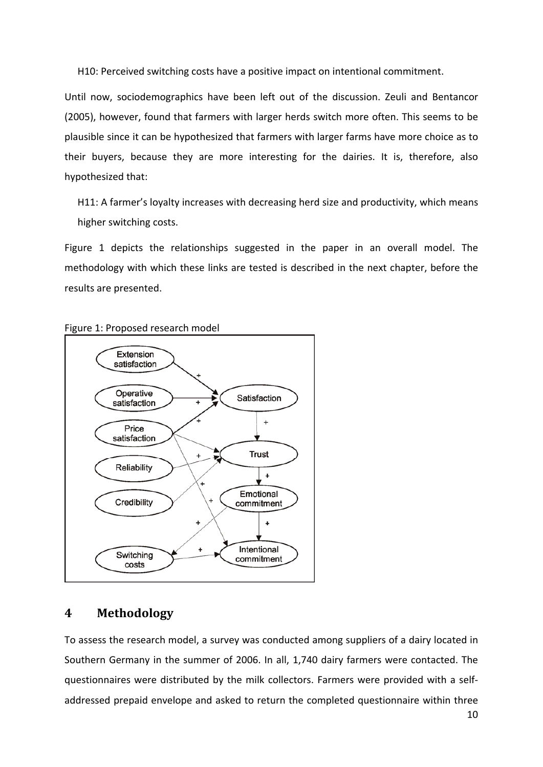H10: Perceived switching costs have a positive impact on intentional commitment.

Until now, sociodemographics have been left out of the discussion. Zeuli and Bentancor (2005), however, found that farmers with larger herds switch more often. This seems to be plausible since it can be hypothesized that farmers with larger farms have more choice as to their buyers, because they are more interesting for the dairies. It is, therefore, also hypothesized that:

H11: A farmer's loyalty increases with decreasing herd size and productivity, which means higher switching costs.

Figure 1 depicts the relationships suggested in the paper in an overall model. The methodology with which these links are tested is described in the next chapter, before the results are presented.

Figure 1: Proposed research model

## 4 Methodology

To assess the research model, a survey was conducted among suppliers of a dairy located in Southern Germany in the summer of 2006. In all, 1,740 dairy farmers were contacted. The questionnaires were distributed by the milk collectors. Farmers were provided with a self-addressed prepaid envelope and asked to return the completed questionnaire within three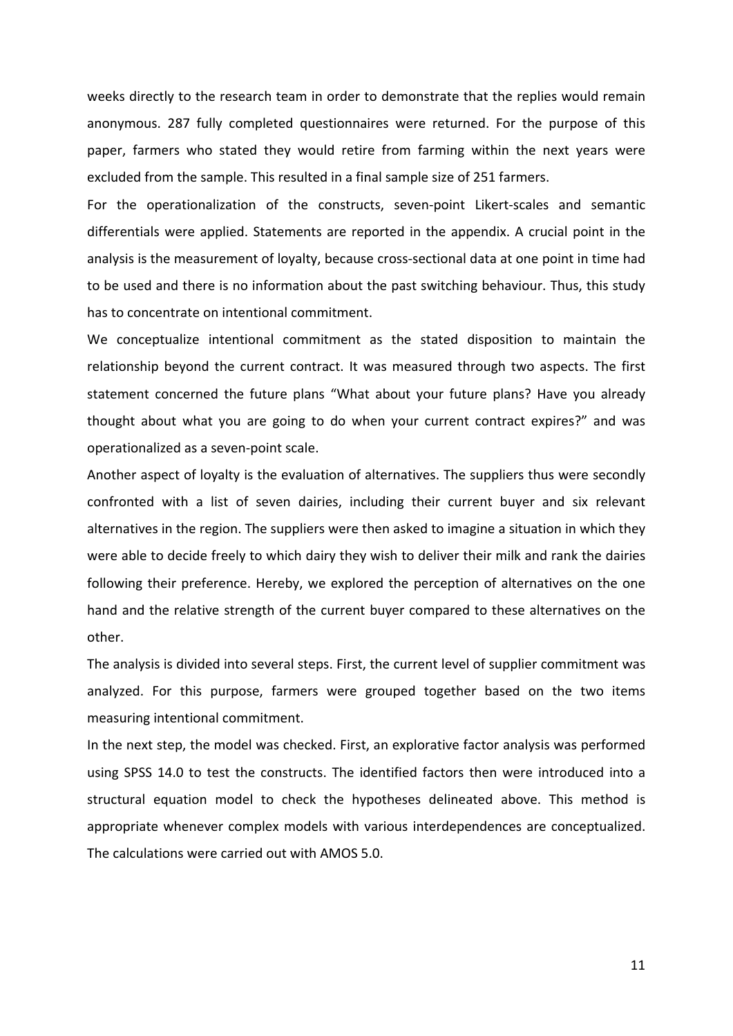weeks directly to the research team in order to demonstrate that the replies would remain anonymous. 287 fully completed questionnaires were returned. For the purpose of this paper, farmers who stated they would retire from farming within the next years were excluded from the sample. This resulted in a final sample size of 251 farmers.

For the operationalization of the constructs, seven-point Likert-scales and semantic differentials were applied. Statements are reported in the appendix. A crucial point in the analysis is the measurement of loyalty, because cross-sectional data at one point in time had to be used and there is no information about the past switching behaviour. Thus, this study has to concentrate on intentional commitment.

We conceptualize intentional commitment as the stated disposition to maintain the relationship beyond the current contract. It was measured through two aspects. The first statement concerned the future plans "What about your future plans? Have you already thought about what you are going to do when your current contract expires?" and was operationalized as a seven-point scale.

Another aspect of loyalty is the evaluation of alternatives. The suppliers thus were secondly confronted with a list of seven dairies, including their current buyer and six relevant alternatives in the region. The suppliers were then asked to imagine a situation in which they were able to decide freely to which dairy they wish to deliver their milk and rank the dairies following their preference. Hereby, we explored the perception of alternatives on the one hand and the relative strength of the current buyer compared to these alternatives on the other.

The analysis is divided into several steps. First, the current level of supplier commitment was analyzed. For this purpose, farmers were grouped together based on the two items measuring intentional commitment.

In the next step, the model was checked. First, an explorative factor analysis was performed using SPSS 14.0 to test the constructs. The identified factors then were introduced into a structural equation model to check the hypotheses delineated above. This method is appropriate whenever complex models with various interdependences are conceptualized. The calculations were carried out with AMOS 5.0.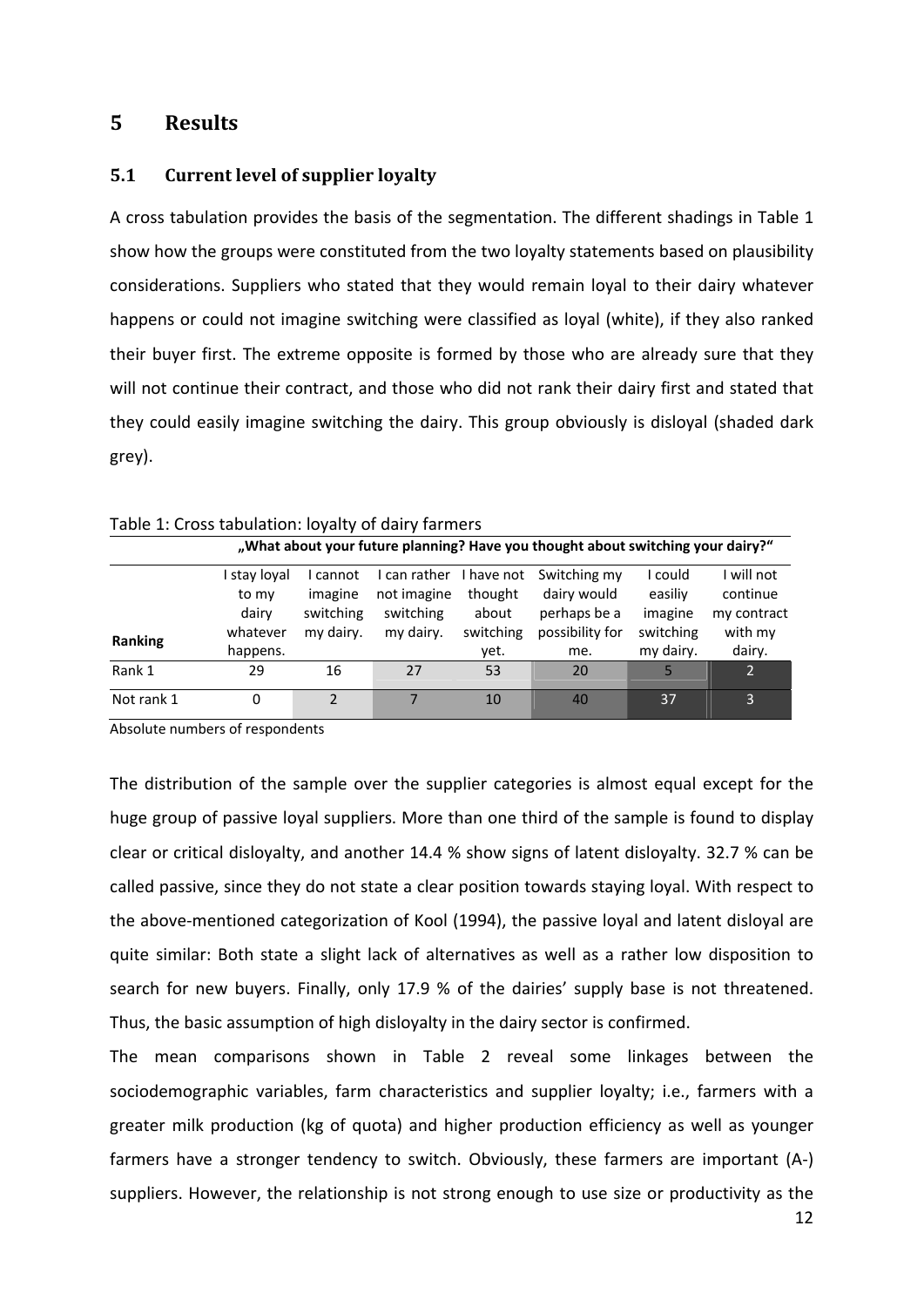# 5 Results

## 5.1 Current level of supplier loyalty

A cross tabulation provides the basis of the segmentation. The different shadings in Table 1 show how the groups were constituted from the two loyalty statements based on plausibility considerations. Suppliers who stated that they would remain loyal to their dairy whatever happens or could not imagine switching were classified as loyal (white), if they also ranked their buyer first. The extreme opposite is formed by those who are already sure that they will not continue their contract, and those who did not rank their dairy first and stated that they could easily imagine switching the dairy. This group obviously is disloyal (shaded dark grey).

Table 1: Cross tabulation: loyalty of dairy farmers

| | „What about your future planning? Have you thought about switching your dairy?" | | | | | | |
|---|---|---|---|---|---|---|---|
| **Ranking** | I stay loyal to my dairy whatever happens. | I cannot imagine switching my dairy. | I can rather not imagine switching my dairy. | I have not thought about switching yet. | Switching my dairy would perhaps be a possibility for me. | I could easiliy imagine switching my dairy. | I will not continue my contract with my dairy. |
| Rank 1 | 29 | 16 | 27 | 53 | 20 | 5 | 2 |
| Not rank 1 | 0 | 2 | 7 | 10 | 40 | 37 | 3 |

Absolute numbers of respondents

The distribution of the sample over the supplier categories is almost equal except for the huge group of passive loyal suppliers. More than one third of the sample is found to display clear or critical disloyalty, and another 14.4 % show signs of latent disloyalty. 32.7 % can be called passive, since they do not state a clear position towards staying loyal. With respect to the above-mentioned categorization of Kool (1994), the passive loyal and latent disloyal are quite similar: Both state a slight lack of alternatives as well as a rather low disposition to search for new buyers. Finally, only 17.9 % of the dairies' supply base is not threatened. Thus, the basic assumption of high disloyalty in the dairy sector is confirmed.

The mean comparisons shown in Table 2 reveal some linkages between the sociodemographic variables, farm characteristics and supplier loyalty; i.e., farmers with a greater milk production (kg of quota) and higher production efficiency as well as younger farmers have a stronger tendency to switch. Obviously, these farmers are important (A-) suppliers. However, the relationship is not strong enough to use size or productivity as the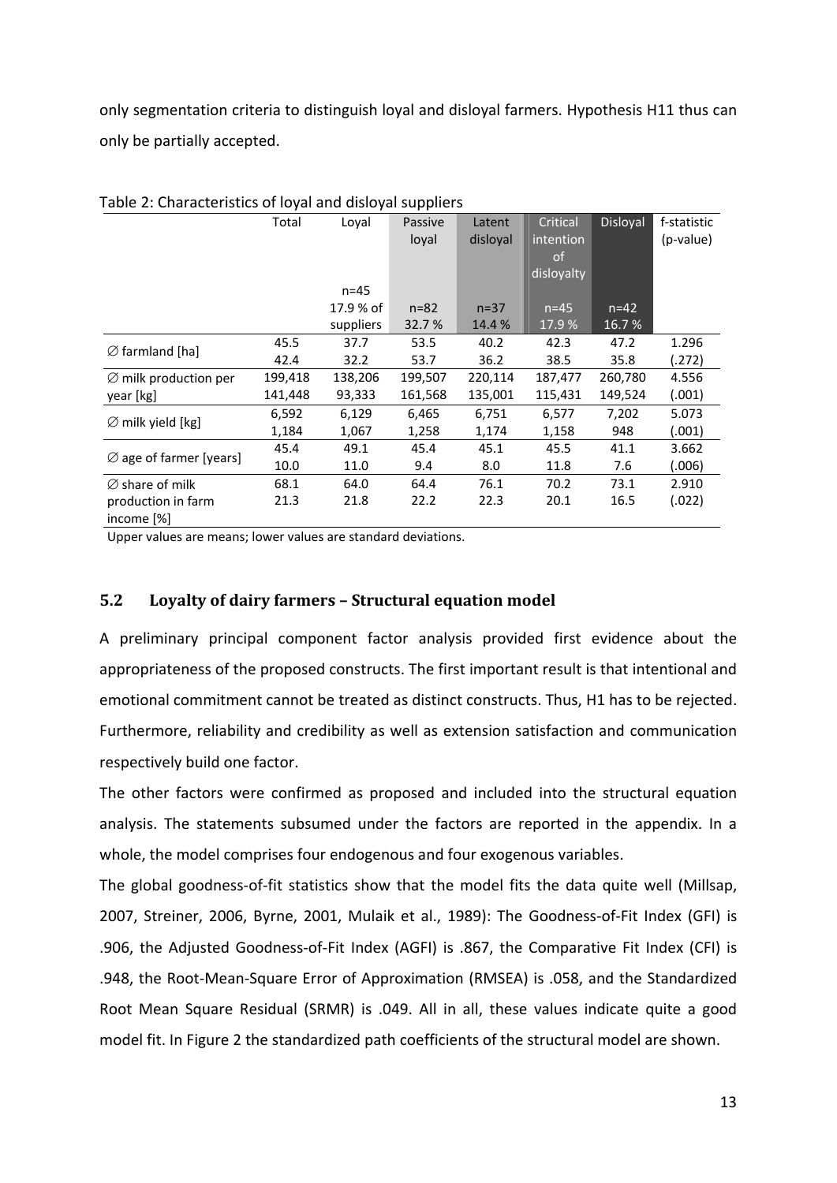only segmentation criteria to distinguish loyal and disloyal farmers. Hypothesis H11 thus can only be partially accepted.

Table 2: Characteristics of loyal and disloyal suppliers

| | Total | Loyal | Passive loyal | Latent disloyal | Critical intention of disloyalty | Disloyal | f-statistic (p-value) |
|---|---|---|---|---|---|---|---|
| | | n=45 17.9 % of suppliers | n=82 32.7 % | n=37 14.4 % | n=45 17.9 % | n=42 16.7 % | |
| ∅ farmland [ha] | 45.5 | 37.7 | 53.5 | 40.2 | 42.3 | 47.2 | 1.296 |
| | 42.4 | 32.2 | 53.7 | 36.2 | 38.5 | 35.8 | (.272) |
| ∅ milk production per year [kg] | 199,418 | 138,206 | 199,507 | 220,114 | 187,477 | 260,780 | 4.556 |
| | 141,448 | 93,333 | 161,568 | 135,001 | 115,431 | 149,524 | (.001) |
| ∅ milk yield [kg] | 6,592 | 6,129 | 6,465 | 6,751 | 6,577 | 7,202 | 5.073 |
| | 1,184 | 1,067 | 1,258 | 1,174 | 1,158 | 948 | (.001) |
| ∅ age of farmer [years] | 45.4 | 49.1 | 45.4 | 45.1 | 45.5 | 41.1 | 3.662 |
| | 10.0 | 11.0 | 9.4 | 8.0 | 11.8 | 7.6 | (.006) |
| ∅ share of milk production in farm income [%] | 68.1 | 64.0 | 64.4 | 76.1 | 70.2 | 73.1 | 2.910 |
| | 21.3 | 21.8 | 22.2 | 22.3 | 20.1 | 16.5 | (.022) |

Upper values are means; lower values are standard deviations.

## 5.2 Loyalty of dairy farmers – Structural equation model

A preliminary principal component factor analysis provided first evidence about the appropriateness of the proposed constructs. The first important result is that intentional and emotional commitment cannot be treated as distinct constructs. Thus, H1 has to be rejected. Furthermore, reliability and credibility as well as extension satisfaction and communication respectively build one factor.

The other factors were confirmed as proposed and included into the structural equation analysis. The statements subsumed under the factors are reported in the appendix. In a whole, the model comprises four endogenous and four exogenous variables.

The global goodness-of-fit statistics show that the model fits the data quite well (Millsap, 2007, Streiner, 2006, Byrne, 2001, Mulaik et al., 1989): The Goodness-of-Fit Index (GFI) is .906, the Adjusted Goodness-of-Fit Index (AGFI) is .867, the Comparative Fit Index (CFI) is .948, the Root-Mean-Square Error of Approximation (RMSEA) is .058, and the Standardized Root Mean Square Residual (SRMR) is .049. All in all, these values indicate quite a good model fit. In Figure 2 the standardized path coefficients of the structural model are shown.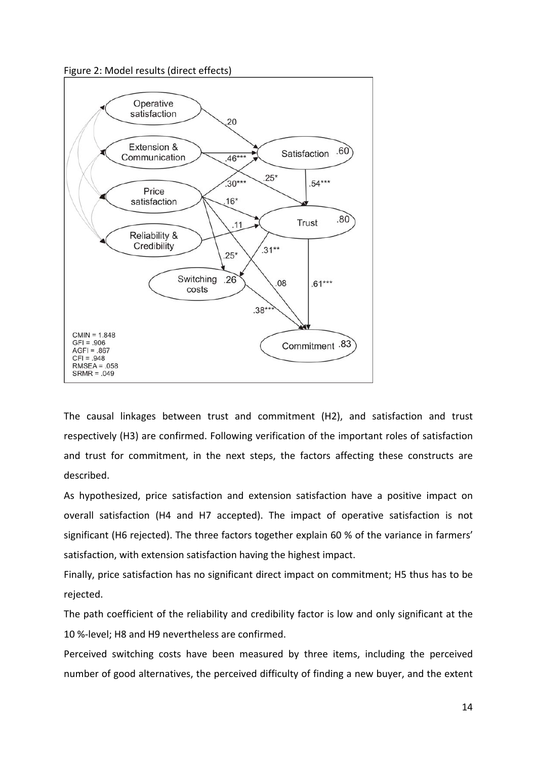Figure 2: Model results (direct effects)

The causal linkages between trust and commitment (H2), and satisfaction and trust respectively (H3) are confirmed. Following verification of the important roles of satisfaction and trust for commitment, in the next steps, the factors affecting these constructs are described.

As hypothesized, price satisfaction and extension satisfaction have a positive impact on overall satisfaction (H4 and H7 accepted). The impact of operative satisfaction is not significant (H6 rejected). The three factors together explain 60 % of the variance in farmers' satisfaction, with extension satisfaction having the highest impact.

Finally, price satisfaction has no significant direct impact on commitment; H5 thus has to be rejected.

The path coefficient of the reliability and credibility factor is low and only significant at the 10 %-level; H8 and H9 nevertheless are confirmed.

Perceived switching costs have been measured by three items, including the perceived number of good alternatives, the perceived difficulty of finding a new buyer, and the extent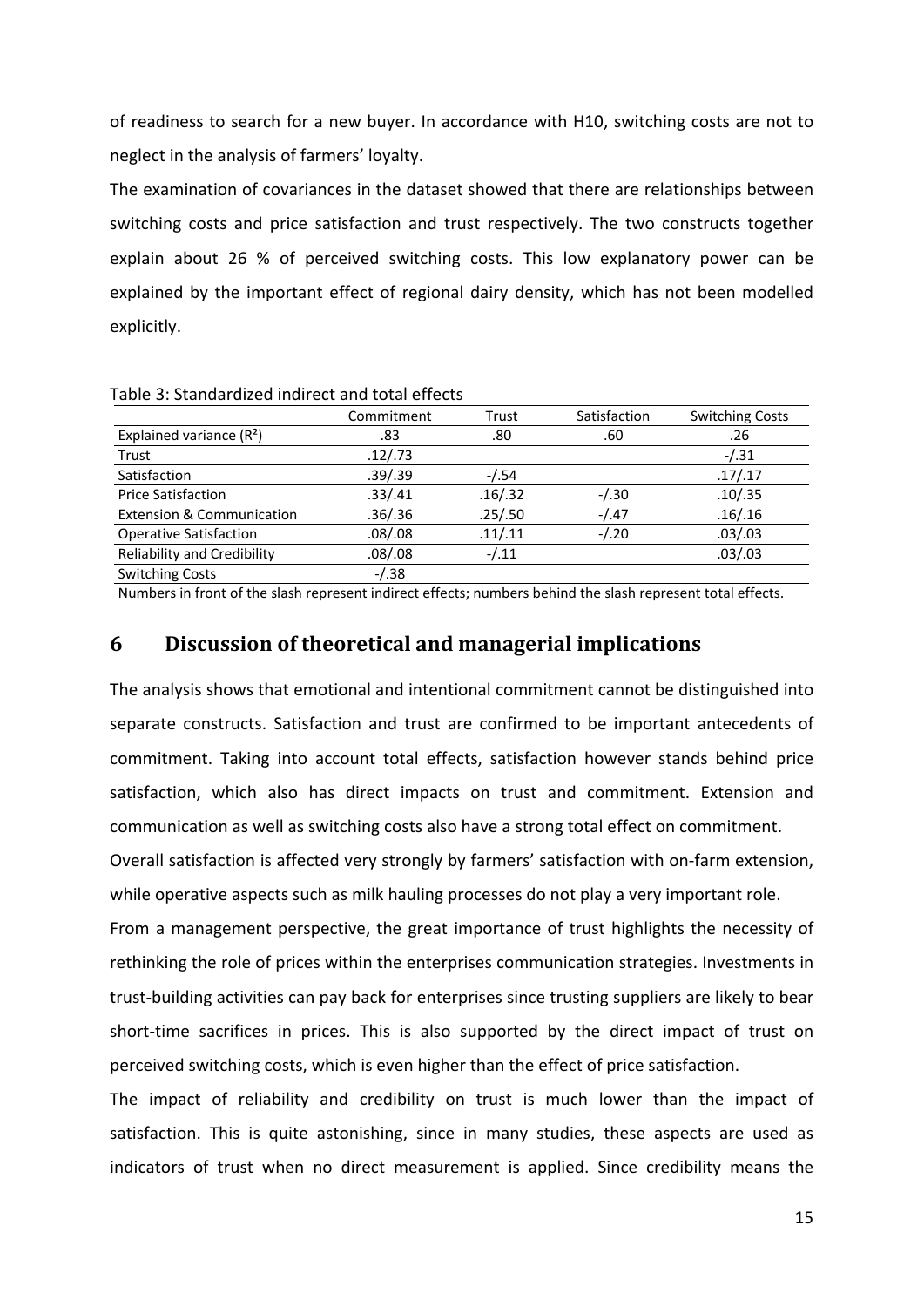of readiness to search for a new buyer. In accordance with H10, switching costs are not to neglect in the analysis of farmers' loyalty.

The examination of covariances in the dataset showed that there are relationships between switching costs and price satisfaction and trust respectively. The two constructs together explain about 26 % of perceived switching costs. This low explanatory power can be explained by the important effect of regional dairy density, which has not been modelled explicitly.

Table 3: Standardized indirect and total effects

| | Commitment | Trust | Satisfaction | Switching Costs |
|---|---|---|---|---|
| Explained variance ($R^2$) | .83 | .80 | .60 | .26 |
| Trust | .12/.73 | | | -/.31 |
| Satisfaction | .39/.39 | -/.54 | | .17/.17 |
| Price Satisfaction | .33/.41 | .16/.32 | -/.30 | .10/.35 |
| Extension & Communication | .36/.36 | .25/.50 | -/.47 | .16/.16 |
| Operative Satisfaction | .08/.08 | .11/.11 | -/.20 | .03/.03 |
| Reliability and Credibility | .08/.08 | -/.11 | | .03/.03 |
| Switching Costs | -/.38 | | | |

Numbers in front of the slash represent indirect effects; numbers behind the slash represent total effects.

## 6 Discussion of theoretical and managerial implications

The analysis shows that emotional and intentional commitment cannot be distinguished into separate constructs. Satisfaction and trust are confirmed to be important antecedents of commitment. Taking into account total effects, satisfaction however stands behind price satisfaction, which also has direct impacts on trust and commitment. Extension and communication as well as switching costs also have a strong total effect on commitment.

Overall satisfaction is affected very strongly by farmers' satisfaction with on-farm extension, while operative aspects such as milk hauling processes do not play a very important role.

From a management perspective, the great importance of trust highlights the necessity of rethinking the role of prices within the enterprises communication strategies. Investments in trust-building activities can pay back for enterprises since trusting suppliers are likely to bear short-time sacrifices in prices. This is also supported by the direct impact of trust on perceived switching costs, which is even higher than the effect of price satisfaction.

The impact of reliability and credibility on trust is much lower than the impact of satisfaction. This is quite astonishing, since in many studies, these aspects are used as indicators of trust when no direct measurement is applied. Since credibility means the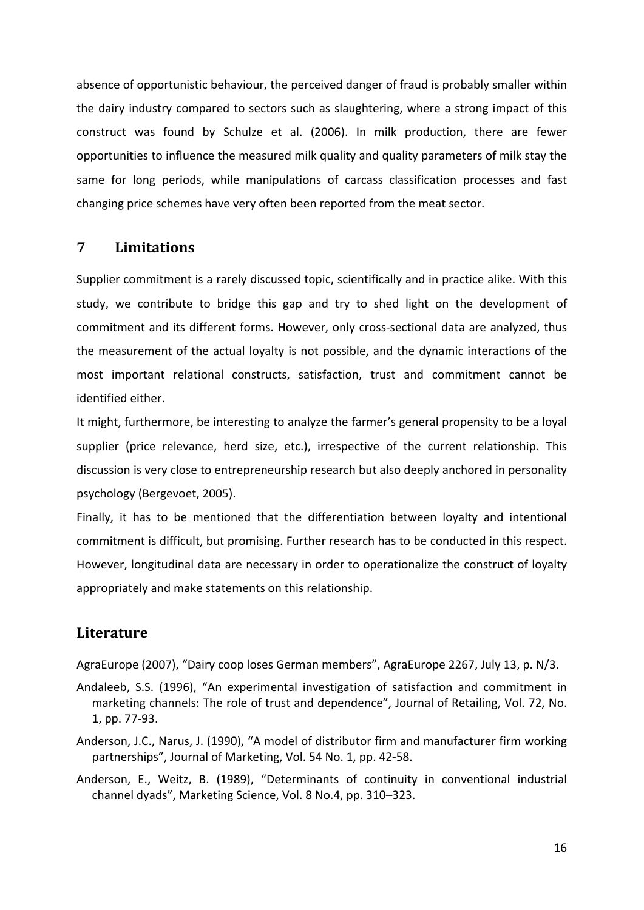absence of opportunistic behaviour, the perceived danger of fraud is probably smaller within the dairy industry compared to sectors such as slaughtering, where a strong impact of this construct was found by Schulze et al. (2006). In milk production, there are fewer opportunities to influence the measured milk quality and quality parameters of milk stay the same for long periods, while manipulations of carcass classification processes and fast changing price schemes have very often been reported from the meat sector.

## 7 Limitations

Supplier commitment is a rarely discussed topic, scientifically and in practice alike. With this study, we contribute to bridge this gap and try to shed light on the development of commitment and its different forms. However, only cross-sectional data are analyzed, thus the measurement of the actual loyalty is not possible, and the dynamic interactions of the most important relational constructs, satisfaction, trust and commitment cannot be identified either.

It might, furthermore, be interesting to analyze the farmer's general propensity to be a loyal supplier (price relevance, herd size, etc.), irrespective of the current relationship. This discussion is very close to entrepreneurship research but also deeply anchored in personality psychology (Bergevoet, 2005).

Finally, it has to be mentioned that the differentiation between loyalty and intentional commitment is difficult, but promising. Further research has to be conducted in this respect. However, longitudinal data are necessary in order to operationalize the construct of loyalty appropriately and make statements on this relationship.

## Literature

AgraEurope (2007), "Dairy coop loses German members", AgraEurope 2267, July 13, p. N/3.

Andaleeb, S.S. (1996), "An experimental investigation of satisfaction and commitment in marketing channels: The role of trust and dependence", Journal of Retailing, Vol. 72, No. 1, pp. 77-93.

Anderson, J.C., Narus, J. (1990), "A model of distributor firm and manufacturer firm working partnerships", Journal of Marketing, Vol. 54 No. 1, pp. 42-58.

Anderson, E., Weitz, B. (1989), "Determinants of continuity in conventional industrial channel dyads", Marketing Science, Vol. 8 No.4, pp. 310–323.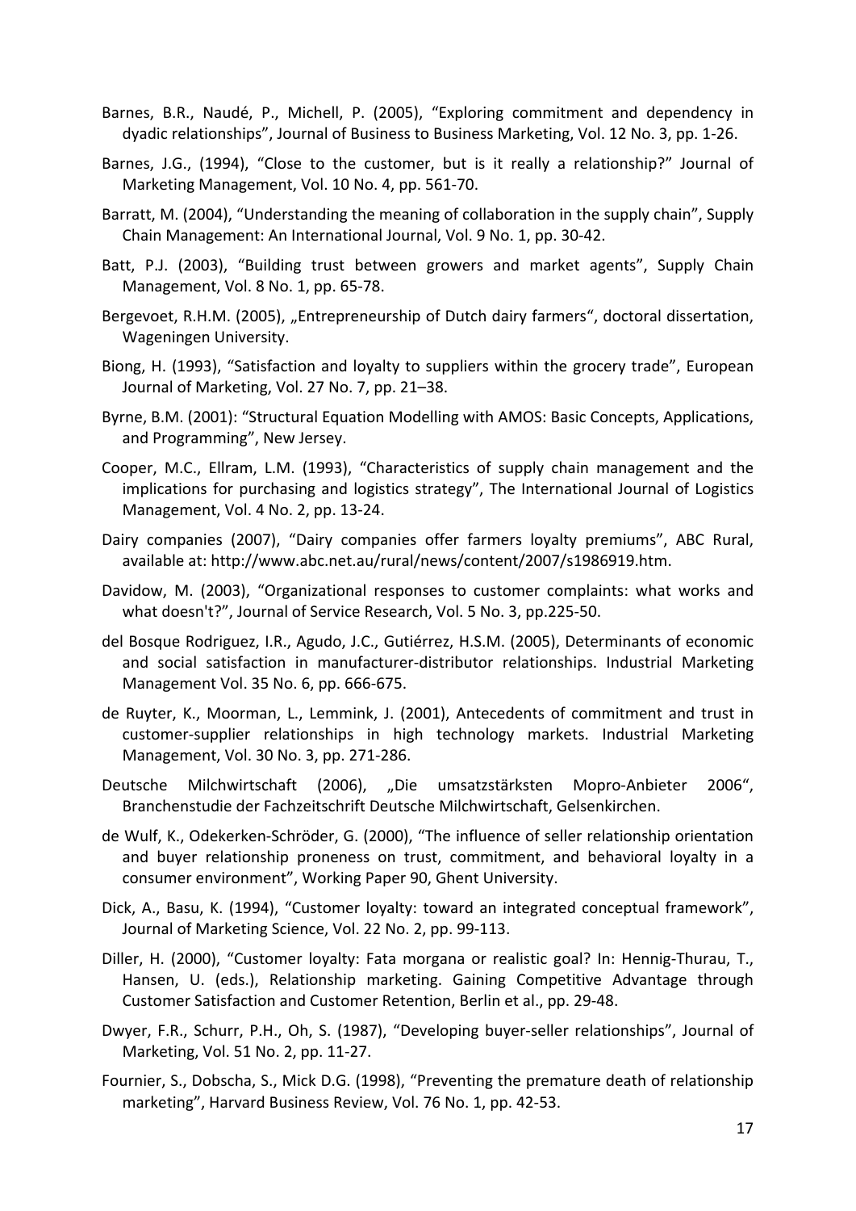Barnes, B.R., Naudé, P., Michell, P. (2005), “Exploring commitment and dependency in dyadic relationships”, Journal of Business to Business Marketing, Vol. 12 No. 3, pp. 1-26.

Barnes, J.G., (1994), “Close to the customer, but is it really a relationship?” Journal of Marketing Management, Vol. 10 No. 4, pp. 561-70.

Barratt, M. (2004), “Understanding the meaning of collaboration in the supply chain”, Supply Chain Management: An International Journal, Vol. 9 No. 1, pp. 30-42.

Batt, P.J. (2003), “Building trust between growers and market agents”, Supply Chain Management, Vol. 8 No. 1, pp. 65-78.

Bergevoet, R.H.M. (2005), „Entrepreneurship of Dutch dairy farmers“, doctoral dissertation, Wageningen University.

Biong, H. (1993), “Satisfaction and loyalty to suppliers within the grocery trade”, European Journal of Marketing, Vol. 27 No. 7, pp. 21–38.

Byrne, B.M. (2001): “Structural Equation Modelling with AMOS: Basic Concepts, Applications, and Programming”, New Jersey.

Cooper, M.C., Ellram, L.M. (1993), “Characteristics of supply chain management and the implications for purchasing and logistics strategy”, The International Journal of Logistics Management, Vol. 4 No. 2, pp. 13-24.

Dairy companies (2007), “Dairy companies offer farmers loyalty premiums”, ABC Rural, available at: http://www.abc.net.au/rural/news/content/2007/s1986919.htm.

Davidow, M. (2003), “Organizational responses to customer complaints: what works and what doesn't?”, Journal of Service Research, Vol. 5 No. 3, pp.225-50.

del Bosque Rodriguez, I.R., Agudo, J.C., Gutiérrez, H.S.M. (2005), Determinants of economic and social satisfaction in manufacturer-distributor relationships. Industrial Marketing Management Vol. 35 No. 6, pp. 666-675.

de Ruyter, K., Moorman, L., Lemmink, J. (2001), Antecedents of commitment and trust in customer-supplier relationships in high technology markets. Industrial Marketing Management, Vol. 30 No. 3, pp. 271-286.

Deutsche Milchwirtschaft (2006), „Die umsatzstärksten Mopro-Anbieter 2006“, Branchenstudie der Fachzeitschrift Deutsche Milchwirtschaft, Gelsenkirchen.

de Wulf, K., Odekerken-Schröder, G. (2000), “The influence of seller relationship orientation and buyer relationship proneness on trust, commitment, and behavioral loyalty in a consumer environment”, Working Paper 90, Ghent University.

Dick, A., Basu, K. (1994), “Customer loyalty: toward an integrated conceptual framework”, Journal of Marketing Science, Vol. 22 No. 2, pp. 99-113.

Diller, H. (2000), “Customer loyalty: Fata morgana or realistic goal? In: Hennig-Thurau, T., Hansen, U. (eds.), Relationship marketing. Gaining Competitive Advantage through Customer Satisfaction and Customer Retention, Berlin et al., pp. 29-48.

Dwyer, F.R., Schurr, P.H., Oh, S. (1987), “Developing buyer-seller relationships”, Journal of Marketing, Vol. 51 No. 2, pp. 11-27.

Fournier, S., Dobscha, S., Mick D.G. (1998), “Preventing the premature death of relationship marketing”, Harvard Business Review, Vol. 76 No. 1, pp. 42-53.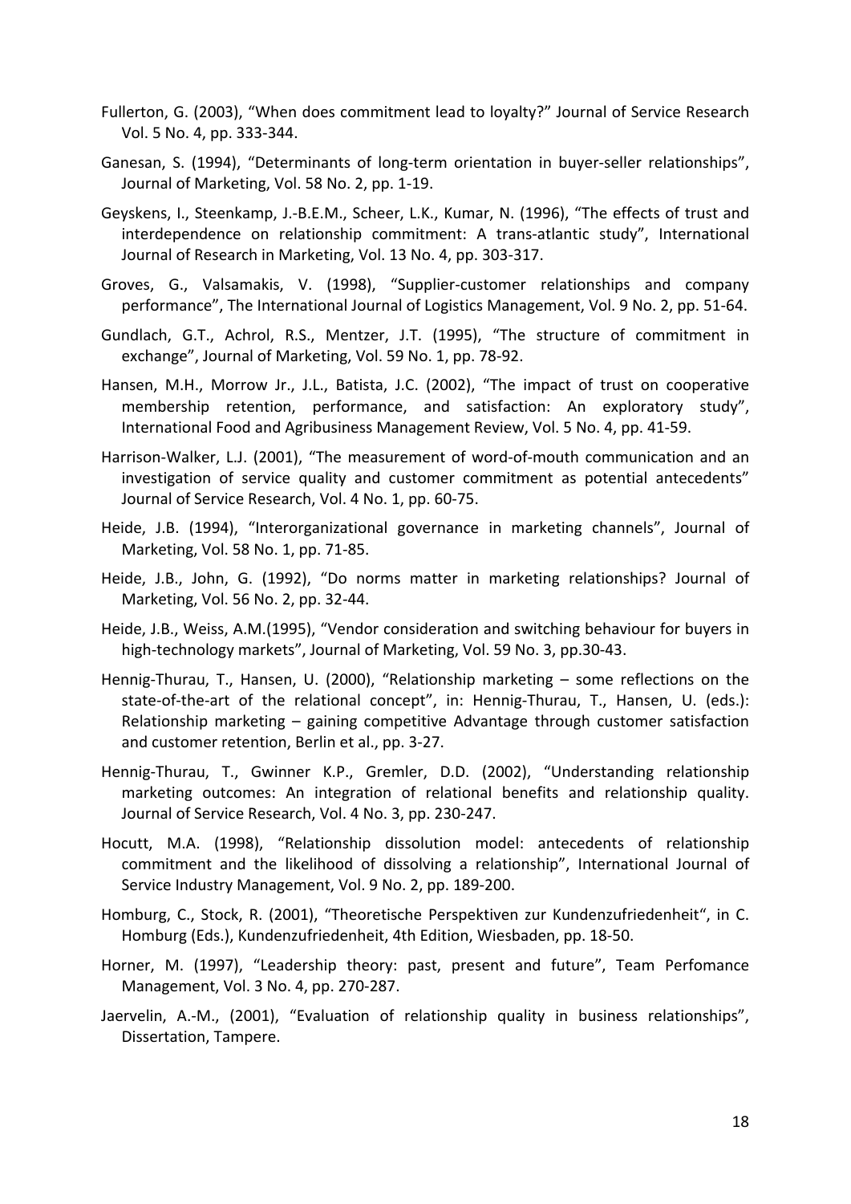Fullerton, G. (2003), "When does commitment lead to loyalty?" Journal of Service Research Vol. 5 No. 4, pp. 333-344.

Ganesan, S. (1994), "Determinants of long-term orientation in buyer-seller relationships", Journal of Marketing, Vol. 58 No. 2, pp. 1-19.

Geyskens, I., Steenkamp, J.-B.E.M., Scheer, L.K., Kumar, N. (1996), "The effects of trust and interdependence on relationship commitment: A trans-atlantic study", International Journal of Research in Marketing, Vol. 13 No. 4, pp. 303-317.

Groves, G., Valsamakis, V. (1998), "Supplier-customer relationships and company performance", The International Journal of Logistics Management, Vol. 9 No. 2, pp. 51-64.

Gundlach, G.T., Achrol, R.S., Mentzer, J.T. (1995), "The structure of commitment in exchange", Journal of Marketing, Vol. 59 No. 1, pp. 78-92.

Hansen, M.H., Morrow Jr., J.L., Batista, J.C. (2002), "The impact of trust on cooperative membership retention, performance, and satisfaction: An exploratory study", International Food and Agribusiness Management Review, Vol. 5 No. 4, pp. 41-59.

Harrison-Walker, L.J. (2001), "The measurement of word-of-mouth communication and an investigation of service quality and customer commitment as potential antecedents" Journal of Service Research, Vol. 4 No. 1, pp. 60-75.

Heide, J.B. (1994), "Interorganizational governance in marketing channels", Journal of Marketing, Vol. 58 No. 1, pp. 71-85.

Heide, J.B., John, G. (1992), "Do norms matter in marketing relationships? Journal of Marketing, Vol. 56 No. 2, pp. 32-44.

Heide, J.B., Weiss, A.M.(1995), "Vendor consideration and switching behaviour for buyers in high-technology markets", Journal of Marketing, Vol. 59 No. 3, pp.30-43.

Hennig-Thurau, T., Hansen, U. (2000), "Relationship marketing – some reflections on the state-of-the-art of the relational concept", in: Hennig-Thurau, T., Hansen, U. (eds.): Relationship marketing – gaining competitive Advantage through customer satisfaction and customer retention, Berlin et al., pp. 3-27.

Hennig-Thurau, T., Gwinner K.P., Gremler, D.D. (2002), "Understanding relationship marketing outcomes: An integration of relational benefits and relationship quality. Journal of Service Research, Vol. 4 No. 3, pp. 230-247.

Hocutt, M.A. (1998), "Relationship dissolution model: antecedents of relationship commitment and the likelihood of dissolving a relationship", International Journal of Service Industry Management, Vol. 9 No. 2, pp. 189-200.

Homburg, C., Stock, R. (2001), "Theoretische Perspektiven zur Kundenzufriedenheit", in C. Homburg (Eds.), Kundenzufriedenheit, 4th Edition, Wiesbaden, pp. 18-50.

Horner, M. (1997), "Leadership theory: past, present and future", Team Perfomance Management, Vol. 3 No. 4, pp. 270-287.

Jaervelin, A.-M., (2001), "Evaluation of relationship quality in business relationships", Dissertation, Tampere.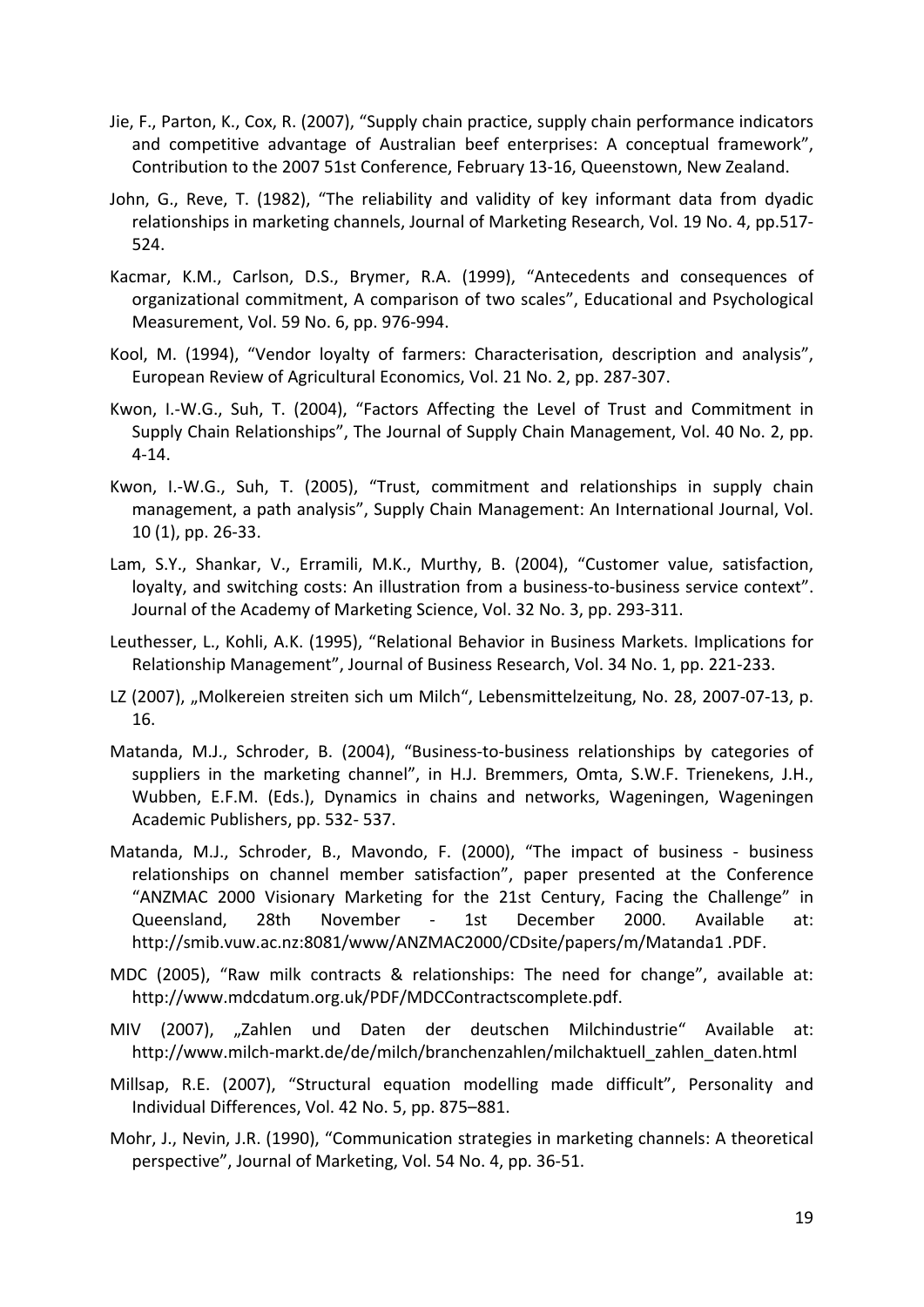Jie, F., Parton, K., Cox, R. (2007), “Supply chain practice, supply chain performance indicators and competitive advantage of Australian beef enterprises: A conceptual framework”, Contribution to the 2007 51st Conference, February 13-16, Queenstown, New Zealand.

John, G., Reve, T. (1982), “The reliability and validity of key informant data from dyadic relationships in marketing channels, Journal of Marketing Research, Vol. 19 No. 4, pp.517-524.

Kacmar, K.M., Carlson, D.S., Brymer, R.A. (1999), “Antecedents and consequences of organizational commitment, A comparison of two scales”, Educational and Psychological Measurement, Vol. 59 No. 6, pp. 976-994.

Kool, M. (1994), “Vendor loyalty of farmers: Characterisation, description and analysis”, European Review of Agricultural Economics, Vol. 21 No. 2, pp. 287-307.

Kwon, I.-W.G., Suh, T. (2004), “Factors Affecting the Level of Trust and Commitment in Supply Chain Relationships”, The Journal of Supply Chain Management, Vol. 40 No. 2, pp. 4-14.

Kwon, I.-W.G., Suh, T. (2005), “Trust, commitment and relationships in supply chain management, a path analysis”, Supply Chain Management: An International Journal, Vol. 10 (1), pp. 26-33.

Lam, S.Y., Shankar, V., Erramili, M.K., Murthy, B. (2004), “Customer value, satisfaction, loyalty, and switching costs: An illustration from a business-to-business service context”. Journal of the Academy of Marketing Science, Vol. 32 No. 3, pp. 293-311.

Leuthesser, L., Kohli, A.K. (1995), “Relational Behavior in Business Markets. Implications for Relationship Management”, Journal of Business Research, Vol. 34 No. 1, pp. 221-233.

LZ (2007), „Molkereien streiten sich um Milch“, Lebensmittelzeitung, No. 28, 2007-07-13, p. 16.

Matanda, M.J., Schroder, B. (2004), “Business-to-business relationships by categories of suppliers in the marketing channel”, in H.J. Bremmers, Omta, S.W.F. Trienekens, J.H., Wubben, E.F.M. (Eds.), Dynamics in chains and networks, Wageningen, Wageningen Academic Publishers, pp. 532- 537.

Matanda, M.J., Schroder, B., Mavondo, F. (2000), “The impact of business - business relationships on channel member satisfaction”, paper presented at the Conference “ANZMAC 2000 Visionary Marketing for the 21st Century, Facing the Challenge” in Queensland, 28th November - 1st December 2000. Available at: http://smib.vuw.ac.nz:8081/www/ANZMAC2000/CDsite/papers/m/Matanda1 .PDF.

MDC (2005), “Raw milk contracts & relationships: The need for change”, available at: http://www.mdcdatum.org.uk/PDF/MDCContractscomplete.pdf.

MIV (2007), „Zahlen und Daten der deutschen Milchindustrie“ Available at: http://www.milch-markt.de/de/milch/branchenzahlen/milchaktuell_zahlen_daten.html

Millsap, R.E. (2007), “Structural equation modelling made difficult”, Personality and Individual Differences, Vol. 42 No. 5, pp. 875–881.

Mohr, J., Nevin, J.R. (1990), “Communication strategies in marketing channels: A theoretical perspective”, Journal of Marketing, Vol. 54 No. 4, pp. 36-51.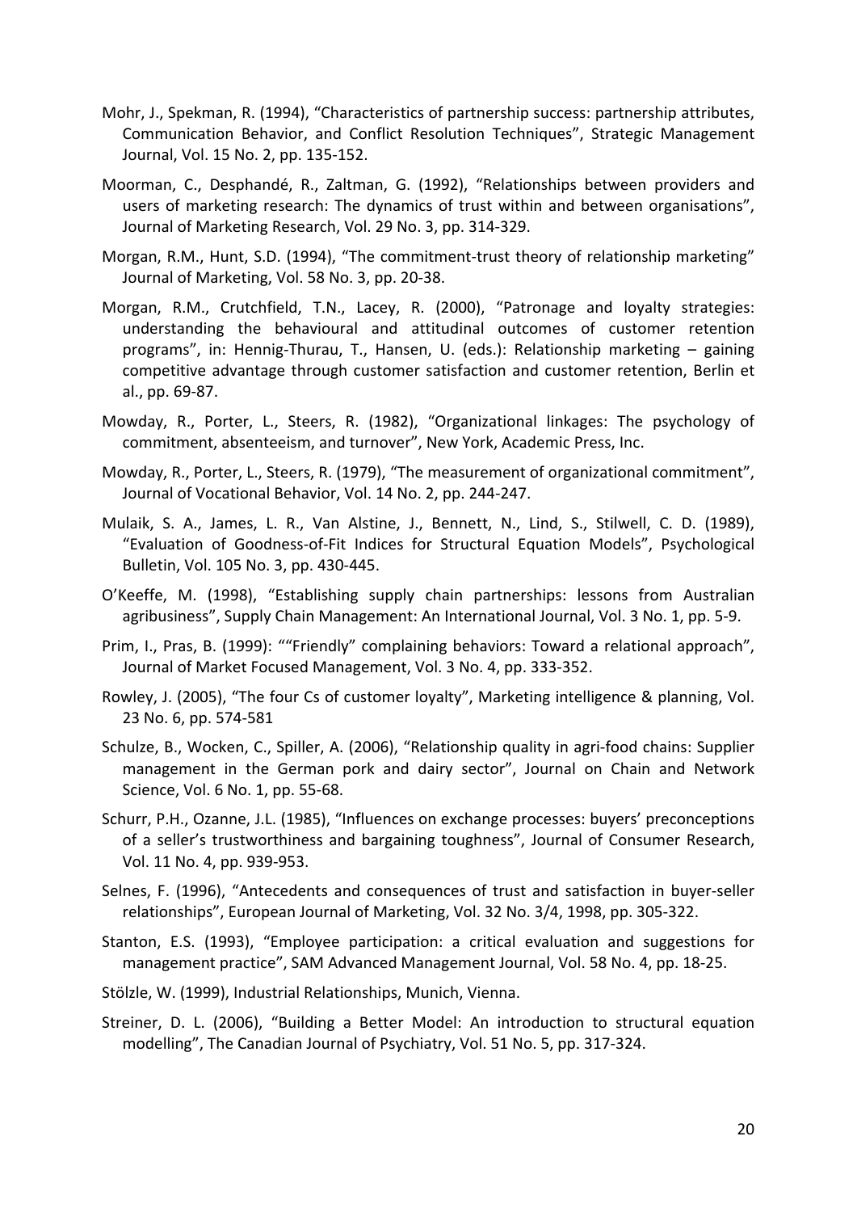Mohr, J., Spekman, R. (1994), "Characteristics of partnership success: partnership attributes, Communication Behavior, and Conflict Resolution Techniques", Strategic Management Journal, Vol. 15 No. 2, pp. 135-152.

Moorman, C., Desphandé, R., Zaltman, G. (1992), "Relationships between providers and users of marketing research: The dynamics of trust within and between organisations", Journal of Marketing Research, Vol. 29 No. 3, pp. 314-329.

Morgan, R.M., Hunt, S.D. (1994), "The commitment-trust theory of relationship marketing" Journal of Marketing, Vol. 58 No. 3, pp. 20-38.

Morgan, R.M., Crutchfield, T.N., Lacey, R. (2000), "Patronage and loyalty strategies: understanding the behavioural and attitudinal outcomes of customer retention programs", in: Hennig-Thurau, T., Hansen, U. (eds.): Relationship marketing – gaining competitive advantage through customer satisfaction and customer retention, Berlin et al., pp. 69-87.

Mowday, R., Porter, L., Steers, R. (1982), "Organizational linkages: The psychology of commitment, absenteeism, and turnover", New York, Academic Press, Inc.

Mowday, R., Porter, L., Steers, R. (1979), "The measurement of organizational commitment", Journal of Vocational Behavior, Vol. 14 No. 2, pp. 244-247.

Mulaik, S. A., James, L. R., Van Alstine, J., Bennett, N., Lind, S., Stilwell, C. D. (1989), "Evaluation of Goodness-of-Fit Indices for Structural Equation Models", Psychological Bulletin, Vol. 105 No. 3, pp. 430-445.

O'Keeffe, M. (1998), "Establishing supply chain partnerships: lessons from Australian agribusiness", Supply Chain Management: An International Journal, Vol. 3 No. 1, pp. 5-9.

Prim, I., Pras, B. (1999): ""Friendly" complaining behaviors: Toward a relational approach", Journal of Market Focused Management, Vol. 3 No. 4, pp. 333-352.

Rowley, J. (2005), "The four Cs of customer loyalty", Marketing intelligence & planning, Vol. 23 No. 6, pp. 574-581

Schulze, B., Wocken, C., Spiller, A. (2006), "Relationship quality in agri-food chains: Supplier management in the German pork and dairy sector", Journal on Chain and Network Science, Vol. 6 No. 1, pp. 55-68.

Schurr, P.H., Ozanne, J.L. (1985), "Influences on exchange processes: buyers' preconceptions of a seller's trustworthiness and bargaining toughness", Journal of Consumer Research, Vol. 11 No. 4, pp. 939-953.

Selnes, F. (1996), "Antecedents and consequences of trust and satisfaction in buyer-seller relationships", European Journal of Marketing, Vol. 32 No. 3/4, 1998, pp. 305-322.

Stanton, E.S. (1993), "Employee participation: a critical evaluation and suggestions for management practice", SAM Advanced Management Journal, Vol. 58 No. 4, pp. 18-25.

Stölzle, W. (1999), Industrial Relationships, Munich, Vienna.

Streiner, D. L. (2006), "Building a Better Model: An introduction to structural equation modelling", The Canadian Journal of Psychiatry, Vol. 51 No. 5, pp. 317-324.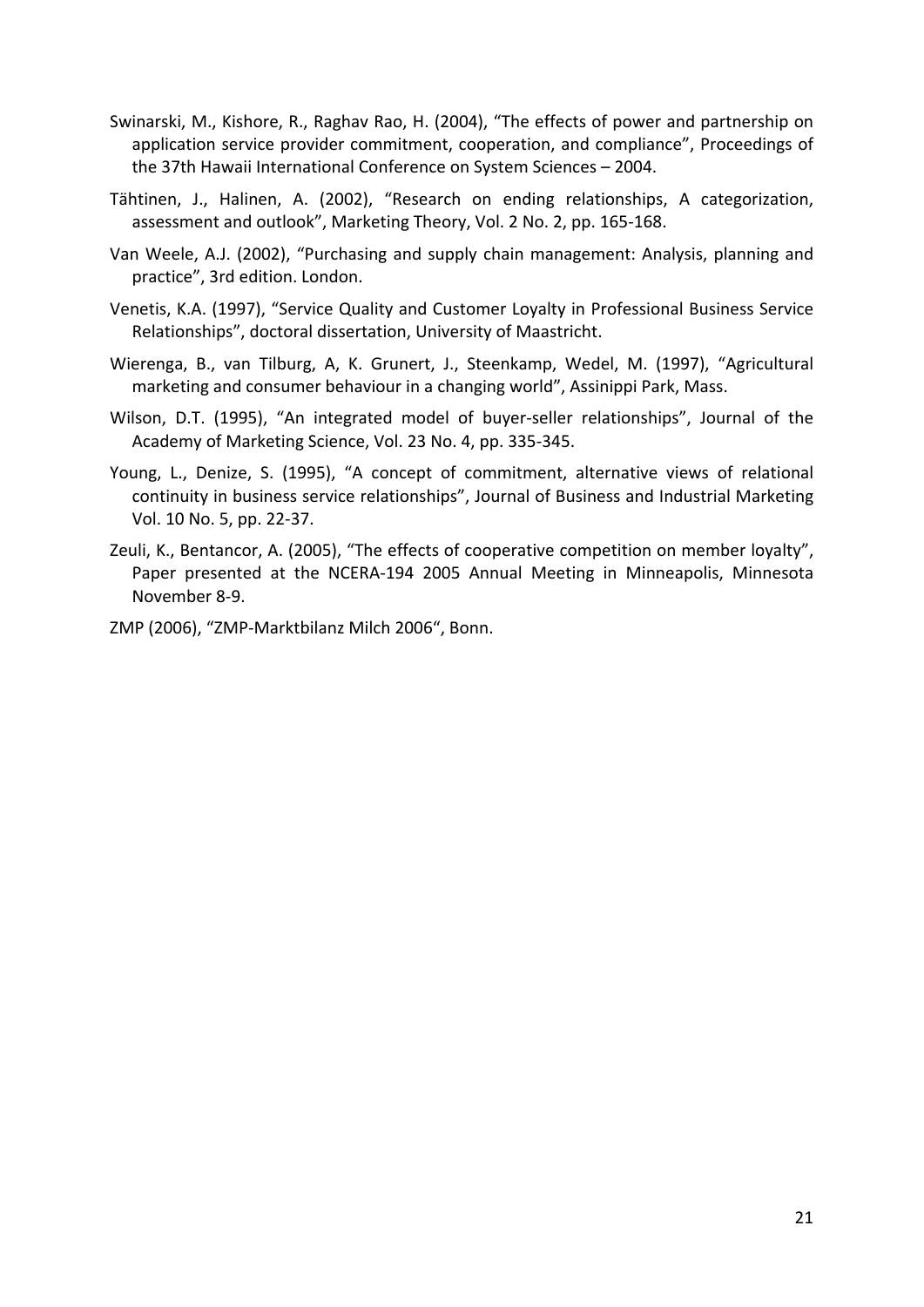Swinarski, M., Kishore, R., Raghav Rao, H. (2004), "The effects of power and partnership on application service provider commitment, cooperation, and compliance", Proceedings of the 37th Hawaii International Conference on System Sciences – 2004.

Tähtinen, J., Halinen, A. (2002), "Research on ending relationships, A categorization, assessment and outlook", Marketing Theory, Vol. 2 No. 2, pp. 165-168.

Van Weele, A.J. (2002), "Purchasing and supply chain management: Analysis, planning and practice", 3rd edition. London.

Venetis, K.A. (1997), "Service Quality and Customer Loyalty in Professional Business Service Relationships", doctoral dissertation, University of Maastricht.

Wierenga, B., van Tilburg, A, K. Grunert, J., Steenkamp, Wedel, M. (1997), "Agricultural marketing and consumer behaviour in a changing world", Assinippi Park, Mass.

Wilson, D.T. (1995), "An integrated model of buyer-seller relationships", Journal of the Academy of Marketing Science, Vol. 23 No. 4, pp. 335-345.

Young, L., Denize, S. (1995), "A concept of commitment, alternative views of relational continuity in business service relationships", Journal of Business and Industrial Marketing Vol. 10 No. 5, pp. 22-37.

Zeuli, K., Bentancor, A. (2005), "The effects of cooperative competition on member loyalty", Paper presented at the NCERA-194 2005 Annual Meeting in Minneapolis, Minnesota November 8-9.

ZMP (2006), "ZMP-Marktbilanz Milch 2006", Bonn.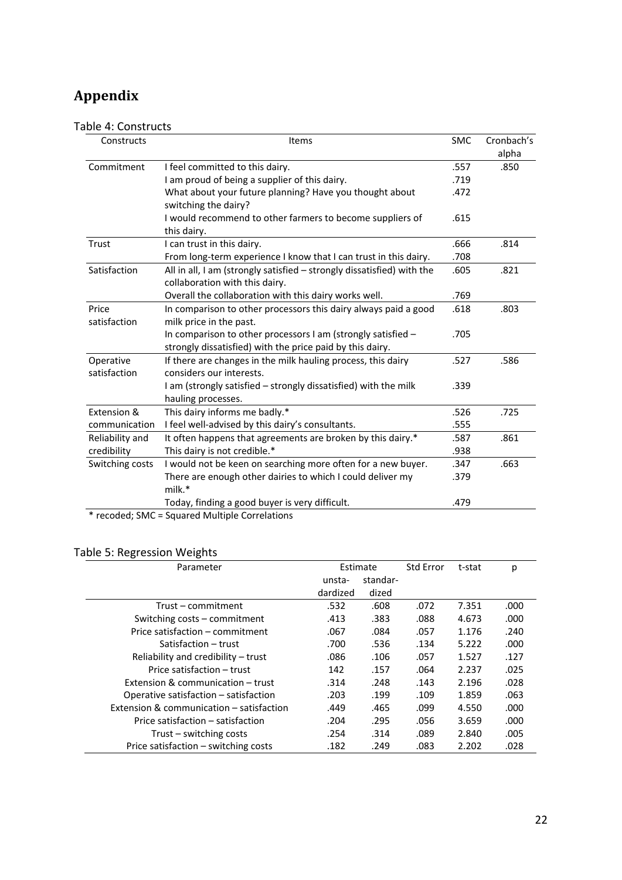# Appendix

Table 4: Constructs

| Constructs | Items | SMC | Cronbach's alpha |
|---|---|---|---|
| Commitment | I feel committed to this dairy. | .557 | .850 |
| | I am proud of being a supplier of this dairy. | .719 | |
| | What about your future planning? Have you thought about switching the dairy? | .472 | |
| | I would recommend to other farmers to become suppliers of this dairy. | .615 | |
| Trust | I can trust in this dairy. | .666 | .814 |
| | From long-term experience I know that I can trust in this dairy. | .708 | |
| Satisfaction | All in all, I am (strongly satisfied – strongly dissatisfied) with the collaboration with this dairy. | .605 | .821 |
| | Overall the collaboration with this dairy works well. | .769 | |
| Price satisfaction | In comparison to other processors this dairy always paid a good milk price in the past. | .618 | .803 |
| | In comparison to other processors I am (strongly satisfied – strongly dissatisfied) with the price paid by this dairy. | .705 | |
| Operative satisfaction | If there are changes in the milk hauling process, this dairy considers our interests. | .527 | .586 |
| | I am (strongly satisfied – strongly dissatisfied) with the milk hauling processes. | .339 | |
| Extension & communication | This dairy informs me badly.* | .526 | .725 |
| | I feel well-advised by this dairy's consultants. | .555 | |
| Reliability and credibility | It often happens that agreements are broken by this dairy.* | .587 | .861 |
| | This dairy is not credible.* | .938 | |
| Switching costs | I would not be keen on searching more often for a new buyer. | .347 | .663 |
| | There are enough other dairies to which I could deliver my milk.* | .379 | |
| | Today, finding a good buyer is very difficult. | .479 | |

\* recoded; SMC = Squared Multiple Correlations

Table 5: Regression Weights

| Parameter | Estimate | | Std Error | t-stat | p |
|---|---|---|---|---|---|
| | unstandardized | standardized | | | |
| Trust – commitment | .532 | .608 | .072 | 7.351 | .000 |
| Switching costs – commitment | .413 | .383 | .088 | 4.673 | .000 |
| Price satisfaction – commitment | .067 | .084 | .057 | 1.176 | .240 |
| Satisfaction – trust | .700 | .536 | .134 | 5.222 | .000 |
| Reliability and credibility – trust | .086 | .106 | .057 | 1.527 | .127 |
| Price satisfaction – trust | 142 | .157 | .064 | 2.237 | .025 |
| Extension & communication – trust | .314 | .248 | .143 | 2.196 | .028 |
| Operative satisfaction – satisfaction | .203 | .199 | .109 | 1.859 | .063 |
| Extension & communication – satisfaction | .449 | .465 | .099 | 4.550 | .000 |
| Price satisfaction – satisfaction | .204 | .295 | .056 | 3.659 | .000 |
| Trust – switching costs | .254 | .314 | .089 | 2.840 | .005 |
| Price satisfaction – switching costs | .182 | .249 | .083 | 2.202 | .028 |